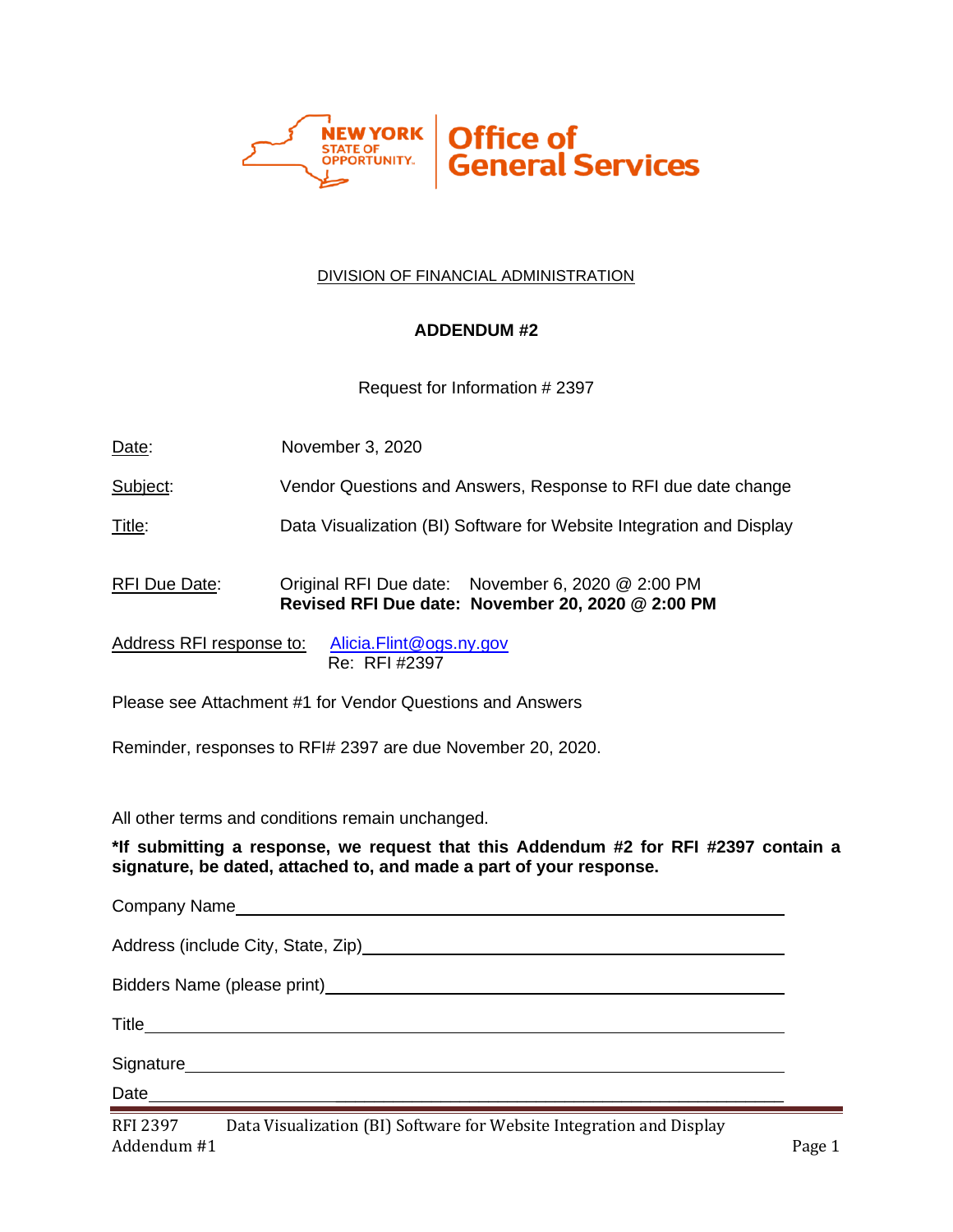NEW YORK STATE OF OPPORTUNITY. | Office of General Services

DIVISION OF FINANCIAL ADMINISTRATION

**ADDENDUM #2**

Request for Information # 2397

Date: November 3, 2020

Subject: Vendor Questions and Answers, Response to RFI due date change

Title: Data Visualization (BI) Software for Website Integration and Display

RFI Due Date: Original RFI Due date: November 6, 2020 @ 2:00 PM
**Revised RFI Due date: November 20, 2020 @ 2:00 PM**

Address RFI response to: Alicia.Flint@ogs.ny.gov
Re: RFI #2397

Please see Attachment #1 for Vendor Questions and Answers

Reminder, responses to RFI# 2397 are due November 20, 2020.

All other terms and conditions remain unchanged.

**\*If submitting a response, we request that this Addendum #2 for RFI #2397 contain a signature, be dated, attached to, and made a part of your response.**

Company Name ______________________________

Address (include City, State, Zip) ______________________________

Bidders Name (please print) ______________________________

Title ______________________________

Signature ______________________________

Date ______________________________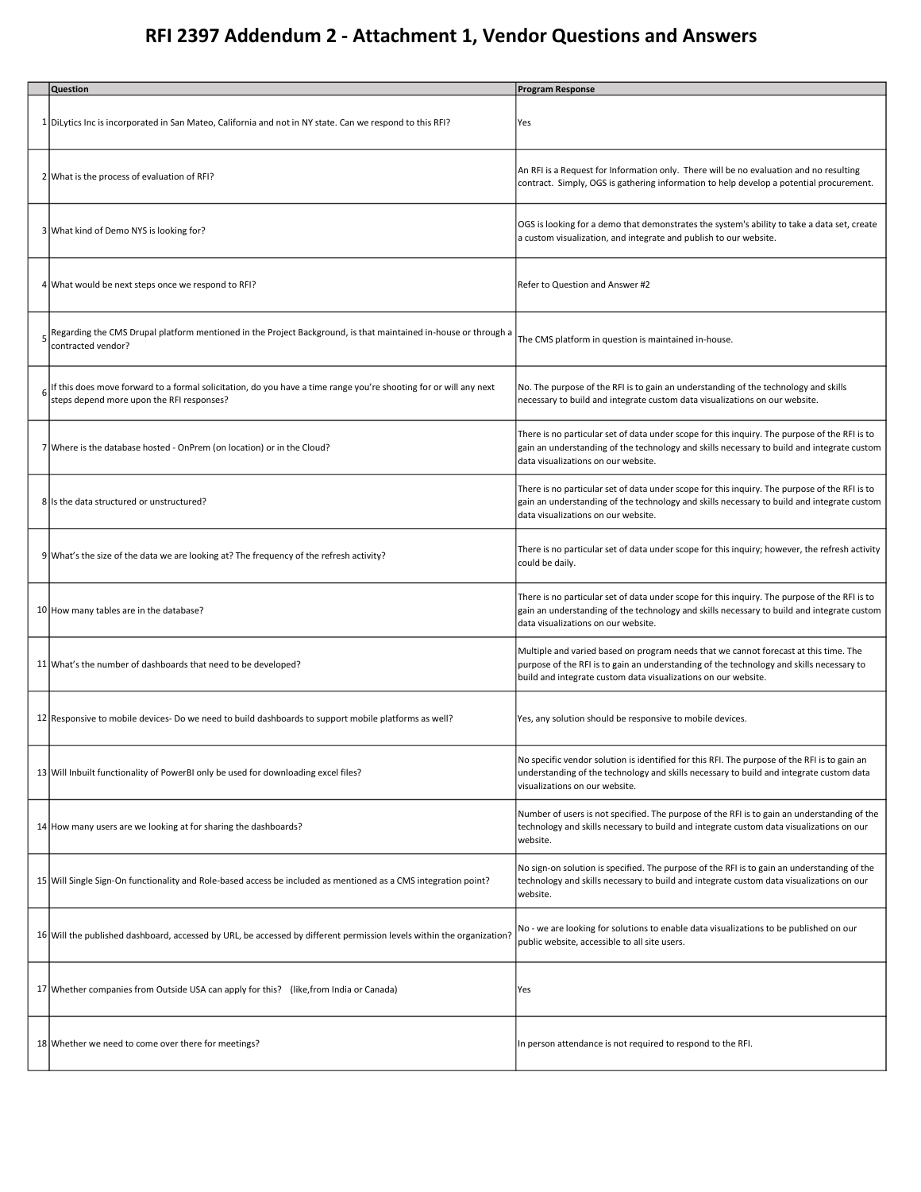# RFI 2397 Addendum 2 - Attachment 1, Vendor Questions and Answers

| | Question | Program Response |
|---|---|---|
| 1 | DiLytics Inc is incorporated in San Mateo, California and not in NY state. Can we respond to this RFI? | Yes |
| 2 | What is the process of evaluation of RFI? | An RFI is a Request for Information only. There will be no evaluation and no resulting contract. Simply, OGS is gathering information to help develop a potential procurement. |
| 3 | What kind of Demo NYS is looking for? | OGS is looking for a demo that demonstrates the system's ability to take a data set, create a custom visualization, and integrate and publish to our website. |
| 4 | What would be next steps once we respond to RFI? | Refer to Question and Answer #2 |
| 5 | Regarding the CMS Drupal platform mentioned in the Project Background, is that maintained in-house or through a contracted vendor? | The CMS platform in question is maintained in-house. |
| 6 | If this does move forward to a formal solicitation, do you have a time range you're shooting for or will any next steps depend more upon the RFI responses? | No. The purpose of the RFI is to gain an understanding of the technology and skills necessary to build and integrate custom data visualizations on our website. |
| 7 | Where is the database hosted - OnPrem (on location) or in the Cloud? | There is no particular set of data under scope for this inquiry. The purpose of the RFI is to gain an understanding of the technology and skills necessary to build and integrate custom data visualizations on our website. |
| 8 | Is the data structured or unstructured? | There is no particular set of data under scope for this inquiry. The purpose of the RFI is to gain an understanding of the technology and skills necessary to build and integrate custom data visualizations on our website. |
| 9 | What's the size of the data we are looking at? The frequency of the refresh activity? | There is no particular set of data under scope for this inquiry; however, the refresh activity could be daily. |
| 10 | How many tables are in the database? | There is no particular set of data under scope for this inquiry. The purpose of the RFI is to gain an understanding of the technology and skills necessary to build and integrate custom data visualizations on our website. |
| 11 | What's the number of dashboards that need to be developed? | Multiple and varied based on program needs that we cannot forecast at this time. The purpose of the RFI is to gain an understanding of the technology and skills necessary to build and integrate custom data visualizations on our website. |
| 12 | Responsive to mobile devices- Do we need to build dashboards to support mobile platforms as well? | Yes, any solution should be responsive to mobile devices. |
| 13 | Will Inbuilt functionality of PowerBI only be used for downloading excel files? | No specific vendor solution is identified for this RFI. The purpose of the RFI is to gain an understanding of the technology and skills necessary to build and integrate custom data visualizations on our website. |
| 14 | How many users are we looking at for sharing the dashboards? | Number of users is not specified. The purpose of the RFI is to gain an understanding of the technology and skills necessary to build and integrate custom data visualizations on our website. |
| 15 | Will Single Sign-On functionality and Role-based access be included as mentioned as a CMS integration point? | No sign-on solution is specified. The purpose of the RFI is to gain an understanding of the technology and skills necessary to build and integrate custom data visualizations on our website. |
| 16 | Will the published dashboard, accessed by URL, be accessed by different permission levels within the organization? | No - we are looking for solutions to enable data visualizations to be published on our public website, accessible to all site users. |
| 17 | Whether companies from Outside USA can apply for this? (like,from India or Canada) | Yes |
| 18 | Whether we need to come over there for meetings? | In person attendance is not required to respond to the RFI. |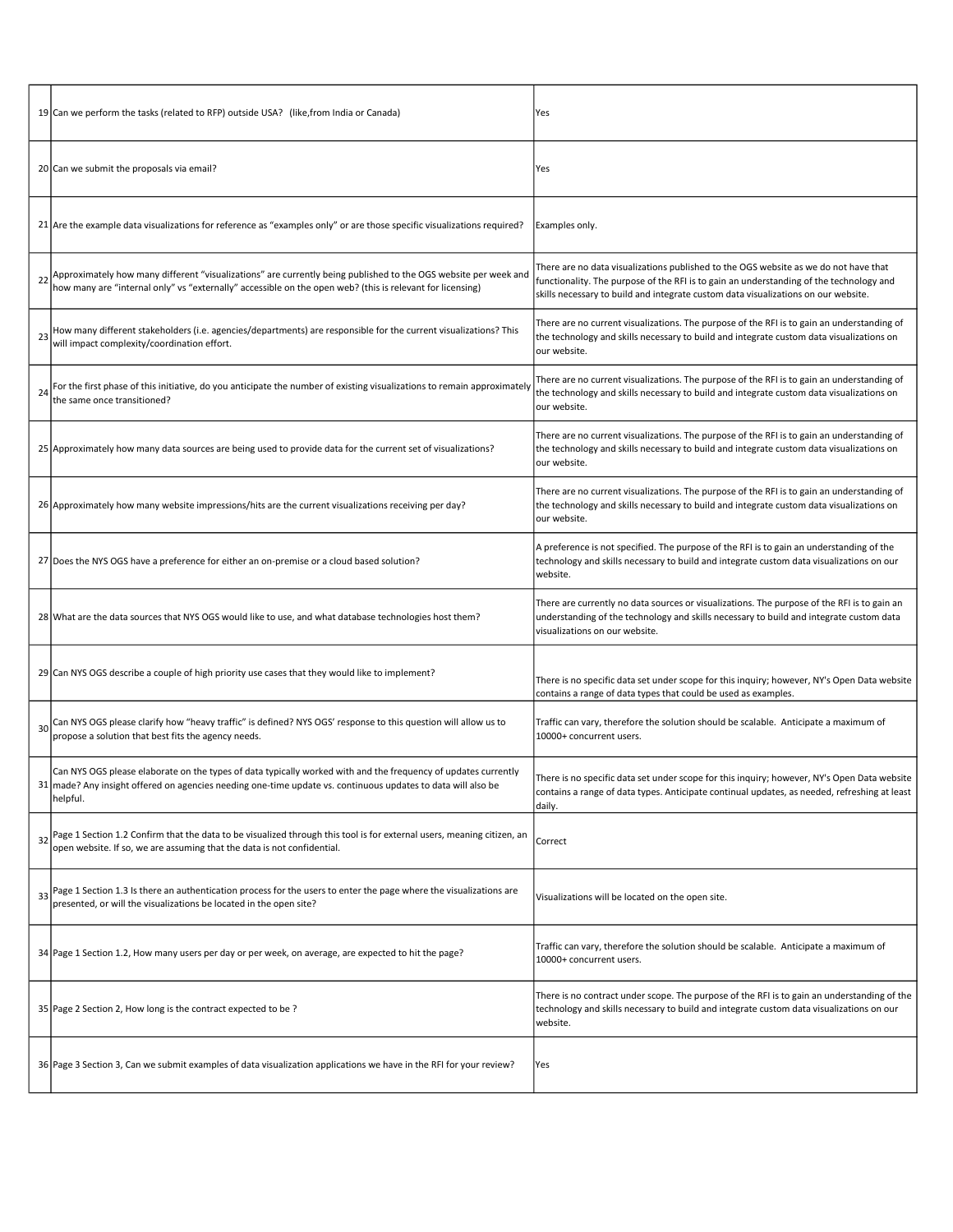| | | |
|---|---|---|
| 19 | Can we perform the tasks (related to RFP) outside USA? (like,from India or Canada) | Yes |
| 20 | Can we submit the proposals via email? | Yes |
| 21 | Are the example data visualizations for reference as "examples only" or are those specific visualizations required? | Examples only. |
| 22 | Approximately how many different "visualizations" are currently being published to the OGS website per week and how many are "internal only" vs "externally" accessible on the open web? (this is relevant for licensing) | There are no data visualizations published to the OGS website as we do not have that functionality. The purpose of the RFI is to gain an understanding of the technology and skills necessary to build and integrate custom data visualizations on our website. |
| 23 | How many different stakeholders (i.e. agencies/departments) are responsible for the current visualizations? This will impact complexity/coordination effort. | There are no current visualizations. The purpose of the RFI is to gain an understanding of the technology and skills necessary to build and integrate custom data visualizations on our website. |
| 24 | For the first phase of this initiative, do you anticipate the number of existing visualizations to remain approximately the same once transitioned? | There are no current visualizations. The purpose of the RFI is to gain an understanding of the technology and skills necessary to build and integrate custom data visualizations on our website. |
| 25 | Approximately how many data sources are being used to provide data for the current set of visualizations? | There are no current visualizations. The purpose of the RFI is to gain an understanding of the technology and skills necessary to build and integrate custom data visualizations on our website. |
| 26 | Approximately how many website impressions/hits are the current visualizations receiving per day? | There are no current visualizations. The purpose of the RFI is to gain an understanding of the technology and skills necessary to build and integrate custom data visualizations on our website. |
| 27 | Does the NYS OGS have a preference for either an on-premise or a cloud based solution? | A preference is not specified. The purpose of the RFI is to gain an understanding of the technology and skills necessary to build and integrate custom data visualizations on our website. |
| 28 | What are the data sources that NYS OGS would like to use, and what database technologies host them? | There are currently no data sources or visualizations. The purpose of the RFI is to gain an understanding of the technology and skills necessary to build and integrate custom data visualizations on our website. |
| 29 | Can NYS OGS describe a couple of high priority use cases that they would like to implement? | There is no specific data set under scope for this inquiry; however, NY's Open Data website contains a range of data types that could be used as examples. |
| 30 | Can NYS OGS please clarify how "heavy traffic" is defined? NYS OGS' response to this question will allow us to propose a solution that best fits the agency needs. | Traffic can vary, therefore the solution should be scalable. Anticipate a maximum of 10000+ concurrent users. |
| 31 | Can NYS OGS please elaborate on the types of data typically worked with and the frequency of updates currently made? Any insight offered on agencies needing one-time update vs. continuous updates to data will also be helpful. | There is no specific data set under scope for this inquiry; however, NY's Open Data website contains a range of data types. Anticipate continual updates, as needed, refreshing at least daily. |
| 32 | Page 1 Section 1.2 Confirm that the data to be visualized through this tool is for external users, meaning citizen, an open website. If so, we are assuming that the data is not confidential. | Correct |
| 33 | Page 1 Section 1.3 Is there an authentication process for the users to enter the page where the visualizations are presented, or will the visualizations be located in the open site? | Visualizations will be located on the open site. |
| 34 | Page 1 Section 1.2, How many users per day or per week, on average, are expected to hit the page? | Traffic can vary, therefore the solution should be scalable. Anticipate a maximum of 10000+ concurrent users. |
| 35 | Page 2 Section 2, How long is the contract expected to be ? | There is no contract under scope. The purpose of the RFI is to gain an understanding of the technology and skills necessary to build and integrate custom data visualizations on our website. |
| 36 | Page 3 Section 3, Can we submit examples of data visualization applications we have in the RFI for your review? | Yes |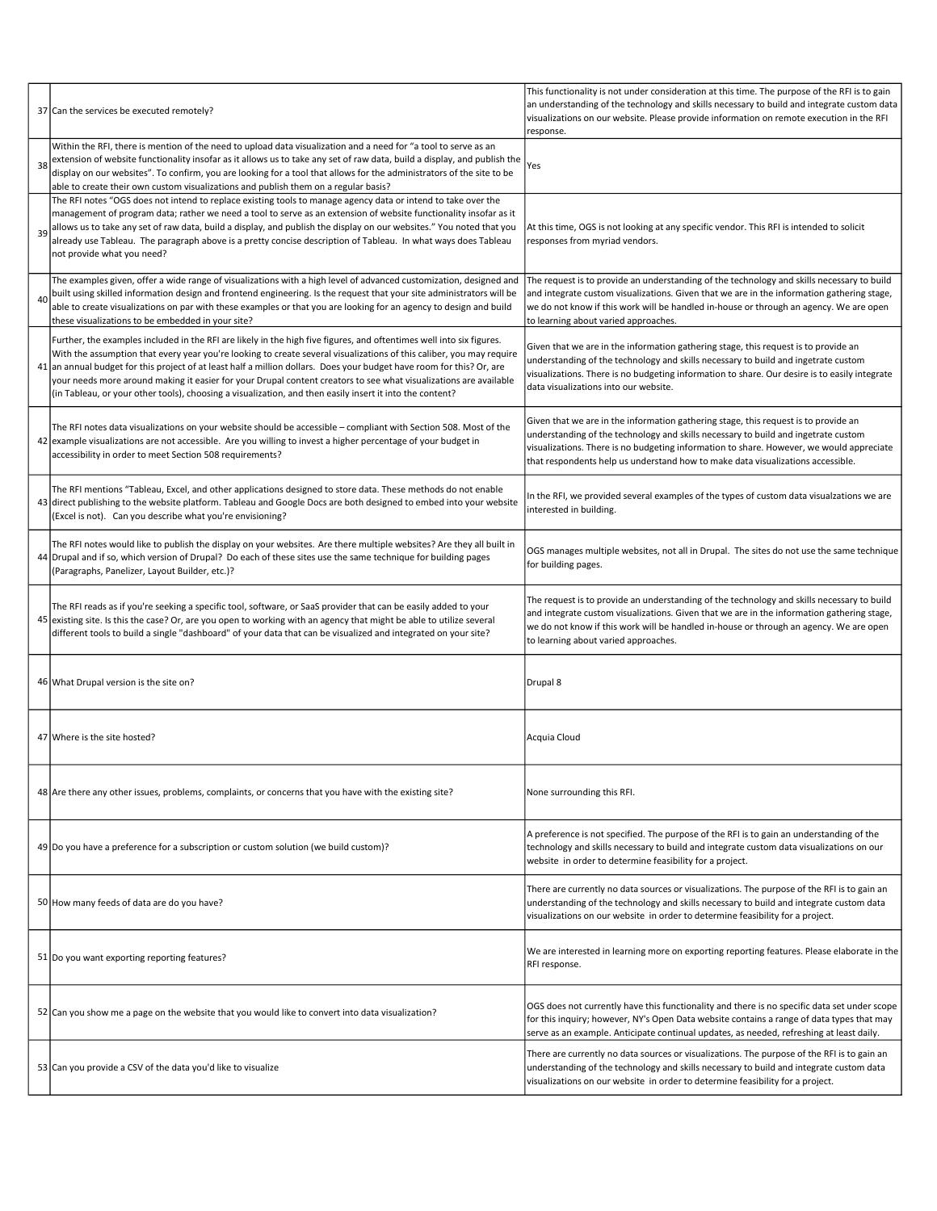| | | |
|---|---|---|
| 37 | Can the services be executed remotely? | This functionality is not under consideration at this time. The purpose of the RFI is to gain an understanding of the technology and skills necessary to build and integrate custom data visualizations on our website. Please provide information on remote execution in the RFI response. |
| 38 | Within the RFI, there is mention of the need to upload data visualization and a need for "a tool to serve as an extension of website functionality insofar as it allows us to take any set of raw data, build a display, and publish the display on our websites". To confirm, you are looking for a tool that allows for the administrators of the site to be able to create their own custom visualizations and publish them on a regular basis? | Yes |
| 39 | The RFI notes "OGS does not intend to replace existing tools to manage agency data or intend to take over the management of program data; rather we need a tool to serve as an extension of website functionality insofar as it allows us to take any set of raw data, build a display, and publish the display on our websites." You noted that you already use Tableau. The paragraph above is a pretty concise description of Tableau. In what ways does Tableau not provide what you need? | At this time, OGS is not looking at any specific vendor. This RFI is intended to solicit responses from myriad vendors. |
| 40 | The examples given, offer a wide range of visualizations with a high level of advanced customization, designed and built using skilled information design and frontend engineering. Is the request that your site administrators will be able to create visualizations on par with these examples or that you are looking for an agency to design and build these visualizations to be embedded in your site? | The request is to provide an understanding of the technology and skills necessary to build and integrate custom visualizations. Given that we are in the information gathering stage, we do not know if this work will be handled in-house or through an agency. We are open to learning about varied approaches. |
| 41 | Further, the examples included in the RFI are likely in the high five figures, and oftentimes well into six figures. With the assumption that every year you're looking to create several visualizations of this caliber, you may require an annual budget for this project of at least half a million dollars. Does your budget have room for this? Or, are your needs more around making it easier for your Drupal content creators to see what visualizations are available (in Tableau, or your other tools), choosing a visualization, and then easily insert it into the content? | Given that we are in the information gathering stage, this request is to provide an understanding of the technology and skills necessary to build and ingetrate custom visualizations. There is no budgeting information to share. Our desire is to easily integrate data visualizations into our website. |
| 42 | The RFI notes data visualizations on your website should be accessible – compliant with Section 508. Most of the example visualizations are not accessible. Are you willing to invest a higher percentage of your budget in accessibility in order to meet Section 508 requirements? | Given that we are in the information gathering stage, this request is to provide an understanding of the technology and skills necessary to build and ingetrate custom visualizations. There is no budgeting information to share. However, we would appreciate that respondents help us understand how to make data visualizations accessible. |
| 43 | The RFI mentions "Tableau, Excel, and other applications designed to store data. These methods do not enable direct publishing to the website platform. Tableau and Google Docs are both designed to embed into your website (Excel is not). Can you describe what you're envisioning? | In the RFI, we provided several examples of the types of custom data visualzations we are interested in building. |
| 44 | The RFI notes would like to publish the display on your websites. Are there multiple websites? Are they all built in Drupal and if so, which version of Drupal? Do each of these sites use the same technique for building pages (Paragraphs, Panelizer, Layout Builder, etc.)? | OGS manages multiple websites, not all in Drupal. The sites do not use the same technique for building pages. |
| 45 | The RFI reads as if you're seeking a specific tool, software, or SaaS provider that can be easily added to your existing site. Is this the case? Or, are you open to working with an agency that might be able to utilize several different tools to build a single "dashboard" of your data that can be visualized and integrated on your site? | The request is to provide an understanding of the technology and skills necessary to build and integrate custom visualizations. Given that we are in the information gathering stage, we do not know if this work will be handled in-house or through an agency. We are open to learning about varied approaches. |
| 46 | What Drupal version is the site on? | Drupal 8 |
| 47 | Where is the site hosted? | Acquia Cloud |
| 48 | Are there any other issues, problems, complaints, or concerns that you have with the existing site? | None surrounding this RFI. |
| 49 | Do you have a preference for a subscription or custom solution (we build custom)? | A preference is not specified. The purpose of the RFI is to gain an understanding of the technology and skills necessary to build and integrate custom data visualizations on our website in order to determine feasibility for a project. |
| 50 | How many feeds of data are do you have? | There are currently no data sources or visualizations. The purpose of the RFI is to gain an understanding of the technology and skills necessary to build and integrate custom data visualizations on our website in order to determine feasibility for a project. |
| 51 | Do you want exporting reporting features? | We are interested in learning more on exporting reporting features. Please elaborate in the RFI response. |
| 52 | Can you show me a page on the website that you would like to convert into data visualization? | OGS does not currently have this functionality and there is no specific data set under scope for this inquiry; however, NY's Open Data website contains a range of data types that may serve as an example. Anticipate continual updates, as needed, refreshing at least daily. |
| 53 | Can you provide a CSV of the data you'd like to visualize | There are currently no data sources or visualizations. The purpose of the RFI is to gain an understanding of the technology and skills necessary to build and integrate custom data visualizations on our website in order to determine feasibility for a project. |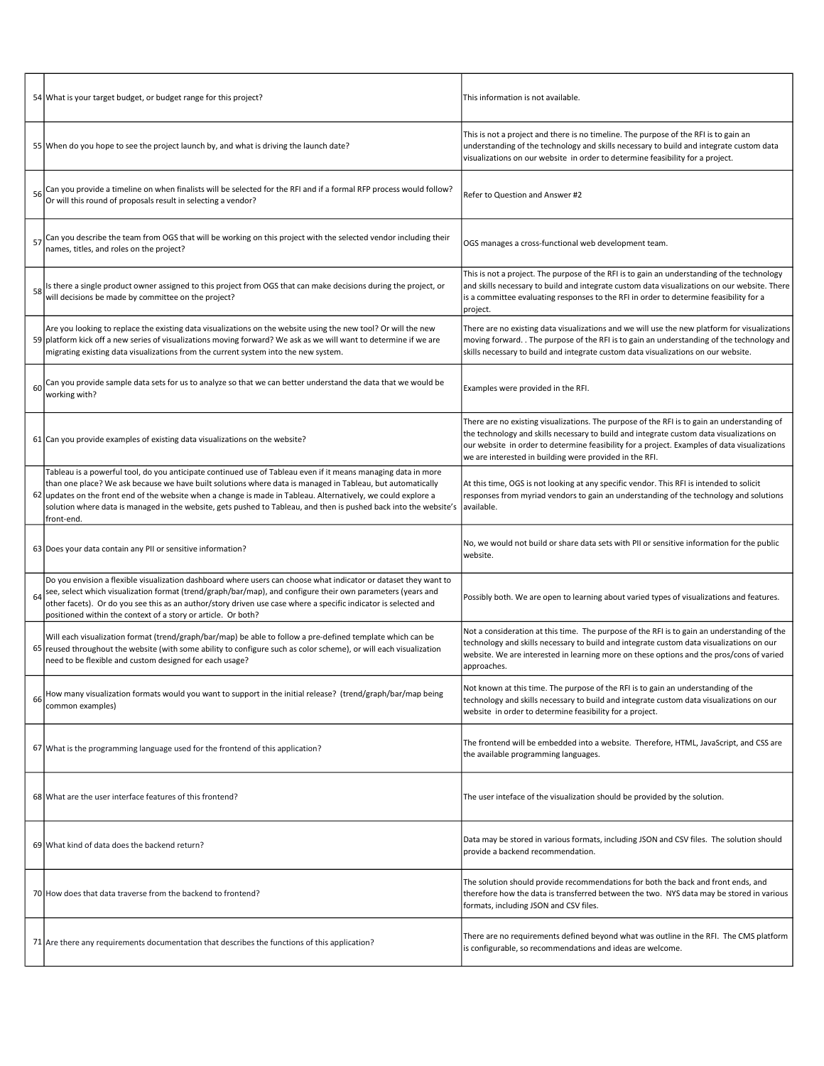| | | |
|---|---|---|
| 54 | What is your target budget, or budget range for this project? | This information is not available. |
| 55 | When do you hope to see the project launch by, and what is driving the launch date? | This is not a project and there is no timeline. The purpose of the RFI is to gain an understanding of the technology and skills necessary to build and integrate custom data visualizations on our website in order to determine feasibility for a project. |
| 56 | Can you provide a timeline on when finalists will be selected for the RFI and if a formal RFP process would follow? Or will this round of proposals result in selecting a vendor? | Refer to Question and Answer #2 |
| 57 | Can you describe the team from OGS that will be working on this project with the selected vendor including their names, titles, and roles on the project? | OGS manages a cross-functional web development team. |
| 58 | Is there a single product owner assigned to this project from OGS that can make decisions during the project, or will decisions be made by committee on the project? | This is not a project. The purpose of the RFI is to gain an understanding of the technology and skills necessary to build and integrate custom data visualizations on our website. There is a committee evaluating responses to the RFI in order to determine feasibility for a project. |
| 59 | Are you looking to replace the existing data visualizations on the website using the new tool? Or will the new platform kick off a new series of visualizations moving forward? We ask as we will want to determine if we are migrating existing data visualizations from the current system into the new system. | There are no existing data visualizations and we will use the new platform for visualizations moving forward. . The purpose of the RFI is to gain an understanding of the technology and skills necessary to build and integrate custom data visualizations on our website. |
| 60 | Can you provide sample data sets for us to analyze so that we can better understand the data that we would be working with? | Examples were provided in the RFI. |
| 61 | Can you provide examples of existing data visualizations on the website? | There are no existing visualizations. The purpose of the RFI is to gain an understanding of the technology and skills necessary to build and integrate custom data visualizations on our website in order to determine feasibility for a project. Examples of data visualizations we are interested in building were provided in the RFI. |
| 62 | Tableau is a powerful tool, do you anticipate continued use of Tableau even if it means managing data in more than one place? We ask because we have built solutions where data is managed in Tableau, but automatically updates on the front end of the website when a change is made in Tableau. Alternatively, we could explore a solution where data is managed in the website, gets pushed to Tableau, and then is pushed back into the website's front-end. | At this time, OGS is not looking at any specific vendor. This RFI is intended to solicit responses from myriad vendors to gain an understanding of the technology and solutions available. |
| 63 | Does your data contain any PII or sensitive information? | No, we would not build or share data sets with PII or sensitive information for the public website. |
| 64 | Do you envision a flexible visualization dashboard where users can choose what indicator or dataset they want to see, select which visualization format (trend/graph/bar/map), and configure their own parameters (years and other facets). Or do you see this as an author/story driven use case where a specific indicator is selected and positioned within the context of a story or article. Or both? | Possibly both. We are open to learning about varied types of visualizations and features. |
| 65 | Will each visualization format (trend/graph/bar/map) be able to follow a pre-defined template which can be reused throughout the website (with some ability to configure such as color scheme), or will each visualization need to be flexible and custom designed for each usage? | Not a consideration at this time. The purpose of the RFI is to gain an understanding of the technology and skills necessary to build and integrate custom data visualizations on our website. We are interested in learning more on these options and the pros/cons of varied approaches. |
| 66 | How many visualization formats would you want to support in the initial release? (trend/graph/bar/map being common examples) | Not known at this time. The purpose of the RFI is to gain an understanding of the technology and skills necessary to build and integrate custom data visualizations on our website in order to determine feasibility for a project. |
| 67 | What is the programming language used for the frontend of this application? | The frontend will be embedded into a website. Therefore, HTML, JavaScript, and CSS are the available programming languages. |
| 68 | What are the user interface features of this frontend? | The user inteface of the visualization should be provided by the solution. |
| 69 | What kind of data does the backend return? | Data may be stored in various formats, including JSON and CSV files. The solution should provide a backend recommendation. |
| 70 | How does that data traverse from the backend to frontend? | The solution should provide recommendations for both the back and front ends, and therefore how the data is transferred between the two. NYS data may be stored in various formats, including JSON and CSV files. |
| 71 | Are there any requirements documentation that describes the functions of this application? | There are no requirements defined beyond what was outline in the RFI. The CMS platform is configurable, so recommendations and ideas are welcome. |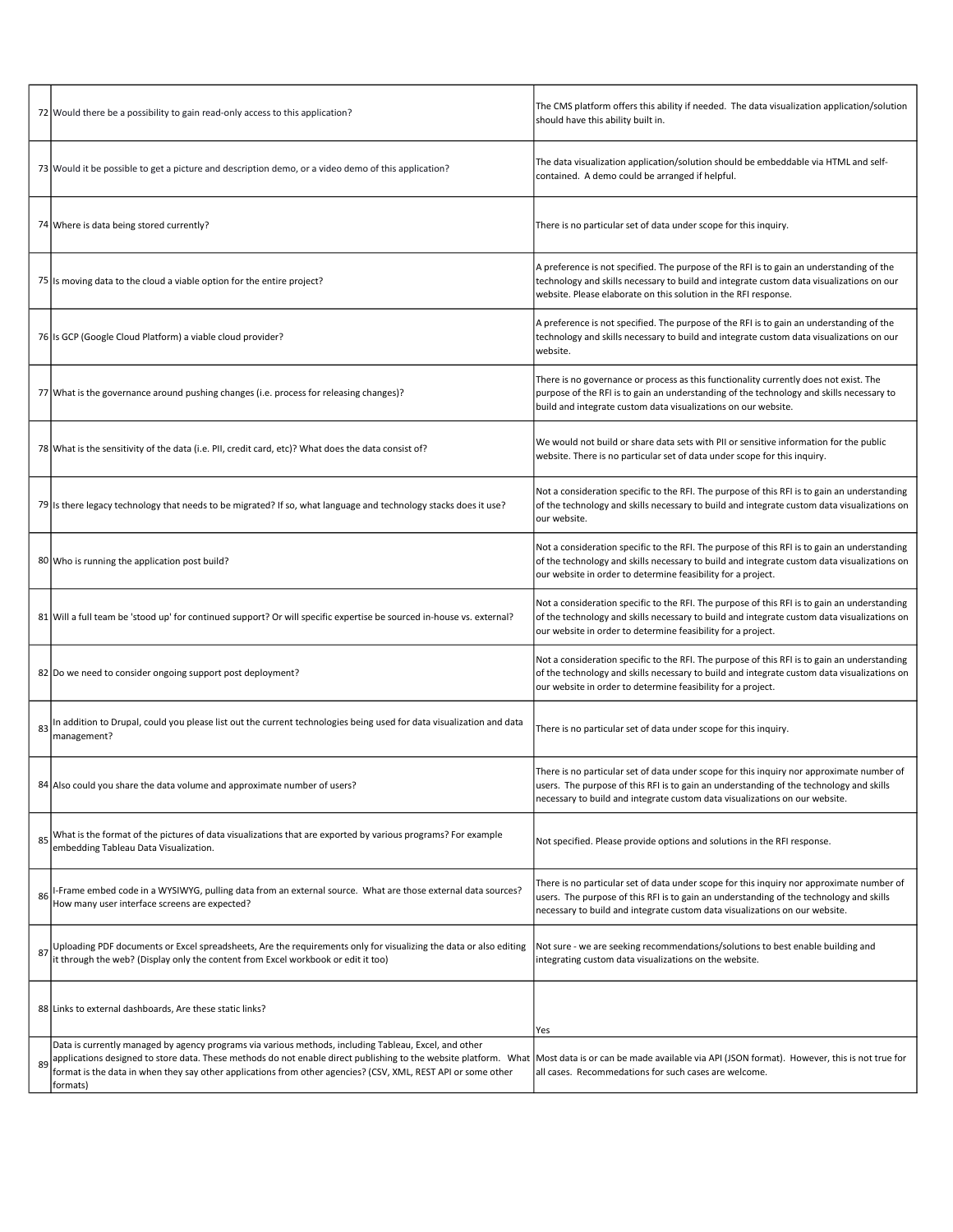| | | |
|---|---|---|
| 72 | Would there be a possibility to gain read-only access to this application? | The CMS platform offers this ability if needed. The data visualization application/solution should have this ability built in. |
| 73 | Would it be possible to get a picture and description demo, or a video demo of this application? | The data visualization application/solution should be embeddable via HTML and self-contained. A demo could be arranged if helpful. |
| 74 | Where is data being stored currently? | There is no particular set of data under scope for this inquiry. |
| 75 | Is moving data to the cloud a viable option for the entire project? | A preference is not specified. The purpose of the RFI is to gain an understanding of the technology and skills necessary to build and integrate custom data visualizations on our website. Please elaborate on this solution in the RFI response. |
| 76 | Is GCP (Google Cloud Platform) a viable cloud provider? | A preference is not specified. The purpose of the RFI is to gain an understanding of the technology and skills necessary to build and integrate custom data visualizations on our website. |
| 77 | What is the governance around pushing changes (i.e. process for releasing changes)? | There is no governance or process as this functionality currently does not exist. The purpose of the RFI is to gain an understanding of the technology and skills necessary to build and integrate custom data visualizations on our website. |
| 78 | What is the sensitivity of the data (i.e. PII, credit card, etc)? What does the data consist of? | We would not build or share data sets with PII or sensitive information for the public website. There is no particular set of data under scope for this inquiry. |
| 79 | Is there legacy technology that needs to be migrated? If so, what language and technology stacks does it use? | Not a consideration specific to the RFI. The purpose of this RFI is to gain an understanding of the technology and skills necessary to build and integrate custom data visualizations on our website. |
| 80 | Who is running the application post build? | Not a consideration specific to the RFI. The purpose of this RFI is to gain an understanding of the technology and skills necessary to build and integrate custom data visualizations on our website in order to determine feasibility for a project. |
| 81 | Will a full team be 'stood up' for continued support? Or will specific expertise be sourced in-house vs. external? | Not a consideration specific to the RFI. The purpose of this RFI is to gain an understanding of the technology and skills necessary to build and integrate custom data visualizations on our website in order to determine feasibility for a project. |
| 82 | Do we need to consider ongoing support post deployment? | Not a consideration specific to the RFI. The purpose of this RFI is to gain an understanding of the technology and skills necessary to build and integrate custom data visualizations on our website in order to determine feasibility for a project. |
| 83 | In addition to Drupal, could you please list out the current technologies being used for data visualization and data management? | There is no particular set of data under scope for this inquiry. |
| 84 | Also could you share the data volume and approximate number of users? | There is no particular set of data under scope for this inquiry nor approximate number of users. The purpose of this RFI is to gain an understanding of the technology and skills necessary to build and integrate custom data visualizations on our website. |
| 85 | What is the format of the pictures of data visualizations that are exported by various programs? For example embedding Tableau Data Visualization. | Not specified. Please provide options and solutions in the RFI response. |
| 86 | I-Frame embed code in a WYSIWYG, pulling data from an external source. What are those external data sources? How many user interface screens are expected? | There is no particular set of data under scope for this inquiry nor approximate number of users. The purpose of this RFI is to gain an understanding of the technology and skills necessary to build and integrate custom data visualizations on our website. |
| 87 | Uploading PDF documents or Excel spreadsheets, Are the requirements only for visualizing the data or also editing it through the web? (Display only the content from Excel workbook or edit it too) | Not sure - we are seeking recommendations/solutions to best enable building and integrating custom data visualizations on the website. |
| 88 | Links to external dashboards, Are these static links? | Yes |
| 89 | Data is currently managed by agency programs via various methods, including Tableau, Excel, and other applications designed to store data. These methods do not enable direct publishing to the website platform. What format is the data in when they say other applications from other agencies? (CSV, XML, REST API or some other formats) | Most data is or can be made available via API (JSON format). However, this is not true for all cases. Recommedations for such cases are welcome. |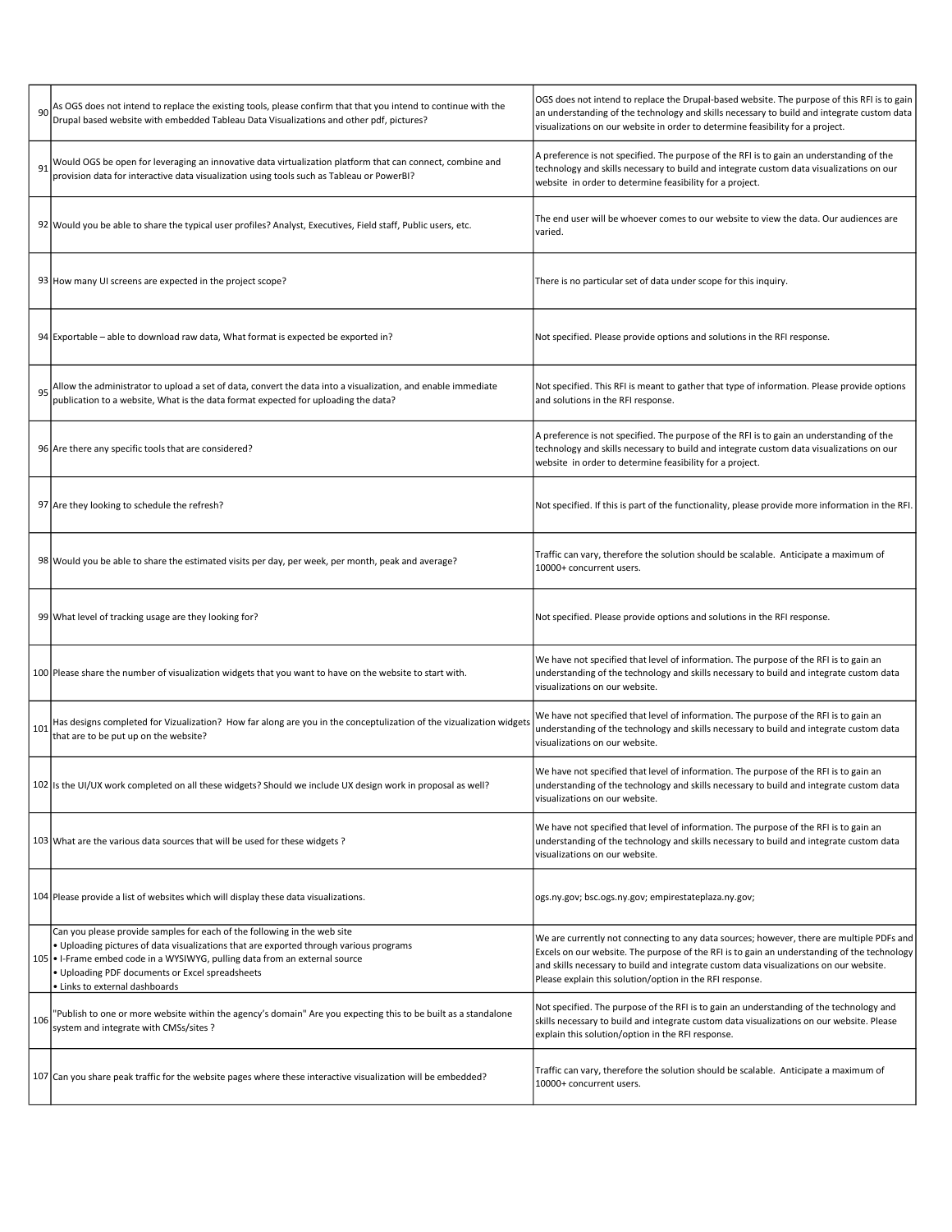| | | |
|---|---|---|
| 90 | As OGS does not intend to replace the existing tools, please confirm that that you intend to continue with the Drupal based website with embedded Tableau Data Visualizations and other pdf, pictures? | OGS does not intend to replace the Drupal-based website. The purpose of this RFI is to gain an understanding of the technology and skills necessary to build and integrate custom data visualizations on our website in order to determine feasibility for a project. |
| 91 | Would OGS be open for leveraging an innovative data virtualization platform that can connect, combine and provision data for interactive data visualization using tools such as Tableau or PowerBI? | A preference is not specified. The purpose of the RFI is to gain an understanding of the technology and skills necessary to build and integrate custom data visualizations on our website in order to determine feasibility for a project. |
| 92 | Would you be able to share the typical user profiles? Analyst, Executives, Field staff, Public users, etc. | The end user will be whoever comes to our website to view the data. Our audiences are varied. |
| 93 | How many UI screens are expected in the project scope? | There is no particular set of data under scope for this inquiry. |
| 94 | Exportable – able to download raw data, What format is expected be exported in? | Not specified. Please provide options and solutions in the RFI response. |
| 95 | Allow the administrator to upload a set of data, convert the data into a visualization, and enable immediate publication to a website, What is the data format expected for uploading the data? | Not specified. This RFI is meant to gather that type of information. Please provide options and solutions in the RFI response. |
| 96 | Are there any specific tools that are considered? | A preference is not specified. The purpose of the RFI is to gain an understanding of the technology and skills necessary to build and integrate custom data visualizations on our website in order to determine feasibility for a project. |
| 97 | Are they looking to schedule the refresh? | Not specified. If this is part of the functionality, please provide more information in the RFI. |
| 98 | Would you be able to share the estimated visits per day, per week, per month, peak and average? | Traffic can vary, therefore the solution should be scalable. Anticipate a maximum of 10000+ concurrent users. |
| 99 | What level of tracking usage are they looking for? | Not specified. Please provide options and solutions in the RFI response. |
| 100 | Please share the number of visualization widgets that you want to have on the website to start with. | We have not specified that level of information. The purpose of the RFI is to gain an understanding of the technology and skills necessary to build and integrate custom data visualizations on our website. |
| 101 | Has designs completed for Vizualization? How far along are you in the conceptulization of the vizualization widgets that are to be put up on the website? | We have not specified that level of information. The purpose of the RFI is to gain an understanding of the technology and skills necessary to build and integrate custom data visualizations on our website. |
| 102 | Is the UI/UX work completed on all these widgets? Should we include UX design work in proposal as well? | We have not specified that level of information. The purpose of the RFI is to gain an understanding of the technology and skills necessary to build and integrate custom data visualizations on our website. |
| 103 | What are the various data sources that will be used for these widgets ? | We have not specified that level of information. The purpose of the RFI is to gain an understanding of the technology and skills necessary to build and integrate custom data visualizations on our website. |
| 104 | Please provide a list of websites which will display these data visualizations. | ogs.ny.gov; bsc.ogs.ny.gov; empirestateplaza.ny.gov; |
| 105 | Can you please provide samples for each of the following in the web site<br>• Uploading pictures of data visualizations that are exported through various programs<br>• I-Frame embed code in a WYSIWYG, pulling data from an external source<br>• Uploading PDF documents or Excel spreadsheets<br>• Links to external dashboards | We are currently not connecting to any data sources; however, there are multiple PDFs and Excels on our website. The purpose of the RFI is to gain an understanding of the technology and skills necessary to build and integrate custom data visualizations on our website. Please explain this solution/option in the RFI response. |
| 106 | "Publish to one or more website within the agency's domain" Are you expecting this to be built as a standalone system and integrate with CMSs/sites ? | Not specified. The purpose of the RFI is to gain an understanding of the technology and skills necessary to build and integrate custom data visualizations on our website. Please explain this solution/option in the RFI response. |
| 107 | Can you share peak traffic for the website pages where these interactive visualization will be embedded? | Traffic can vary, therefore the solution should be scalable. Anticipate a maximum of 10000+ concurrent users. |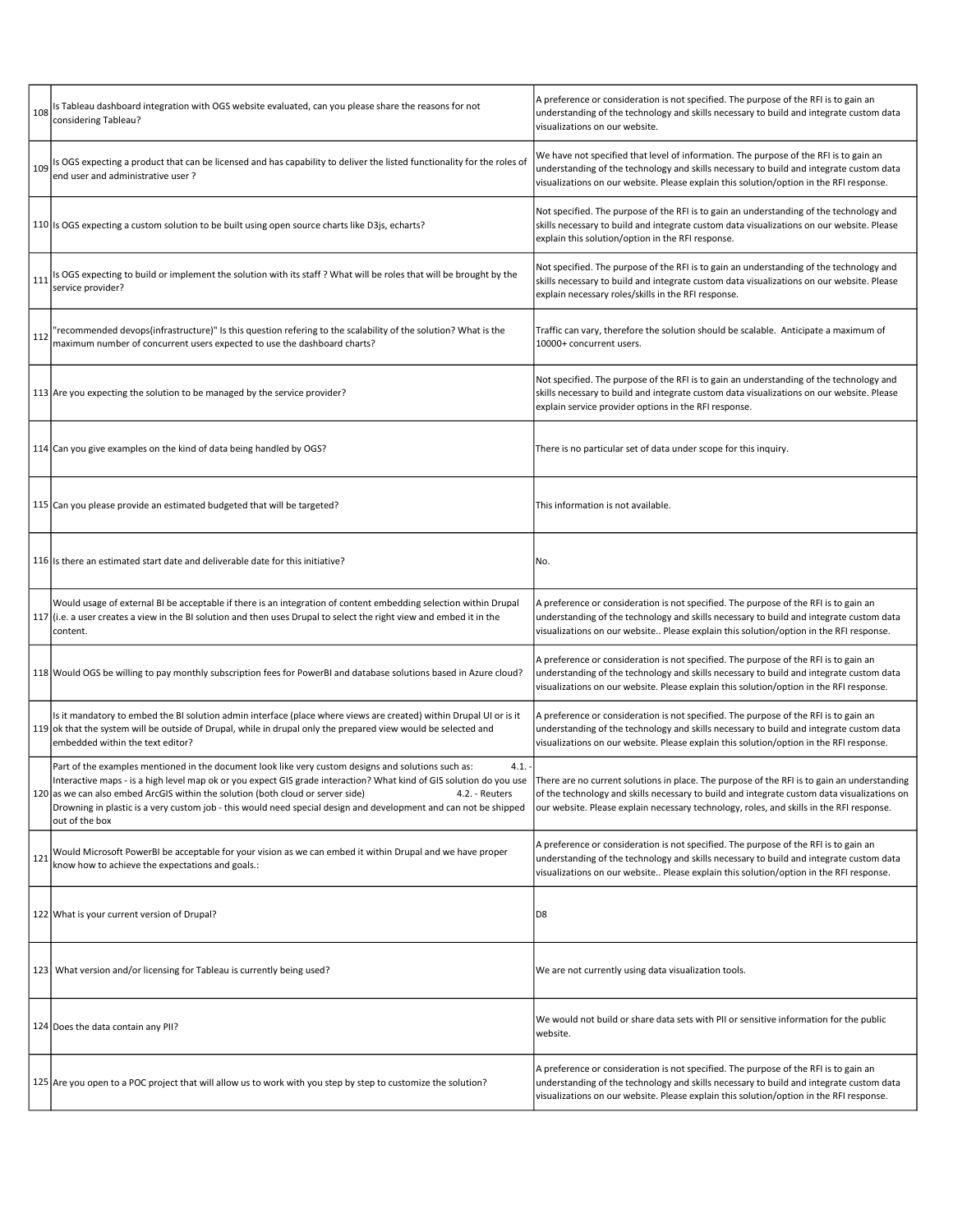| | | |
|---|---|---|
| 108 | Is Tableau dashboard integration with OGS website evaluated, can you please share the reasons for not considering Tableau? | A preference or consideration is not specified. The purpose of the RFI is to gain an understanding of the technology and skills necessary to build and integrate custom data visualizations on our website. |
| 109 | Is OGS expecting a product that can be licensed and has capability to deliver the listed functionality for the roles of end user and administrative user ? | We have not specified that level of information. The purpose of the RFI is to gain an understanding of the technology and skills necessary to build and integrate custom data visualizations on our website. Please explain this solution/option in the RFI response. |
| 110 | Is OGS expecting a custom solution to be built using open source charts like D3js, echarts? | Not specified. The purpose of the RFI is to gain an understanding of the technology and skills necessary to build and integrate custom data visualizations on our website. Please explain this solution/option in the RFI response. |
| 111 | Is OGS expecting to build or implement the solution with its staff ? What will be roles that will be brought by the service provider? | Not specified. The purpose of the RFI is to gain an understanding of the technology and skills necessary to build and integrate custom data visualizations on our website. Please explain necessary roles/skills in the RFI response. |
| 112 | "recommended devops(infrastructure)" Is this question refering to the scalability of the solution? What is the maximum number of concurrent users expected to use the dashboard charts? | Traffic can vary, therefore the solution should be scalable. Anticipate a maximum of 10000+ concurrent users. |
| 113 | Are you expecting the solution to be managed by the service provider? | Not specified. The purpose of the RFI is to gain an understanding of the technology and skills necessary to build and integrate custom data visualizations on our website. Please explain service provider options in the RFI response. |
| 114 | Can you give examples on the kind of data being handled by OGS? | There is no particular set of data under scope for this inquiry. |
| 115 | Can you please provide an estimated budgeted that will be targeted? | This information is not available. |
| 116 | Is there an estimated start date and deliverable date for this initiative? | No. |
| 117 | Would usage of external BI be acceptable if there is an integration of content embedding selection within Drupal (i.e. a user creates a view in the BI solution and then uses Drupal to select the right view and embed it in the content. | A preference or consideration is not specified. The purpose of the RFI is to gain an understanding of the technology and skills necessary to build and integrate custom data visualizations on our website.. Please explain this solution/option in the RFI response. |
| 118 | Would OGS be willing to pay monthly subscription fees for PowerBI and database solutions based in Azure cloud? | A preference or consideration is not specified. The purpose of the RFI is to gain an understanding of the technology and skills necessary to build and integrate custom data visualizations on our website. Please explain this solution/option in the RFI response. |
| 119 | Is it mandatory to embed the BI solution admin interface (place where views are created) within Drupal UI or is it ok that the system will be outside of Drupal, while in drupal only the prepared view would be selected and embedded within the text editor? | A preference or consideration is not specified. The purpose of the RFI is to gain an understanding of the technology and skills necessary to build and integrate custom data visualizations on our website. Please explain this solution/option in the RFI response. |
| 120 | Part of the examples mentioned in the document look like very custom designs and solutions such as: 4.1. - Interactive maps - is a high level map ok or you expect GIS grade interaction? What kind of GIS solution do you use as we can also embed ArcGIS within the solution (both cloud or server side) 4.2. - Reuters Drowning in plastic is a very custom job - this would need special design and development and can not be shipped out of the box | There are no current solutions in place. The purpose of the RFI is to gain an understanding of the technology and skills necessary to build and integrate custom data visualizations on our website. Please explain necessary technology, roles, and skills in the RFI response. |
| 121 | Would Microsoft PowerBI be acceptable for your vision as we can embed it within Drupal and we have proper know how to achieve the expectations and goals.: | A preference or consideration is not specified. The purpose of the RFI is to gain an understanding of the technology and skills necessary to build and integrate custom data visualizations on our website.. Please explain this solution/option in the RFI response. |
| 122 | What is your current version of Drupal? | D8 |
| 123 | What version and/or licensing for Tableau is currently being used? | We are not currently using data visualization tools. |
| 124 | Does the data contain any PII? | We would not build or share data sets with PII or sensitive information for the public website. |
| 125 | Are you open to a POC project that will allow us to work with you step by step to customize the solution? | A preference or consideration is not specified. The purpose of the RFI is to gain an understanding of the technology and skills necessary to build and integrate custom data visualizations on our website. Please explain this solution/option in the RFI response. |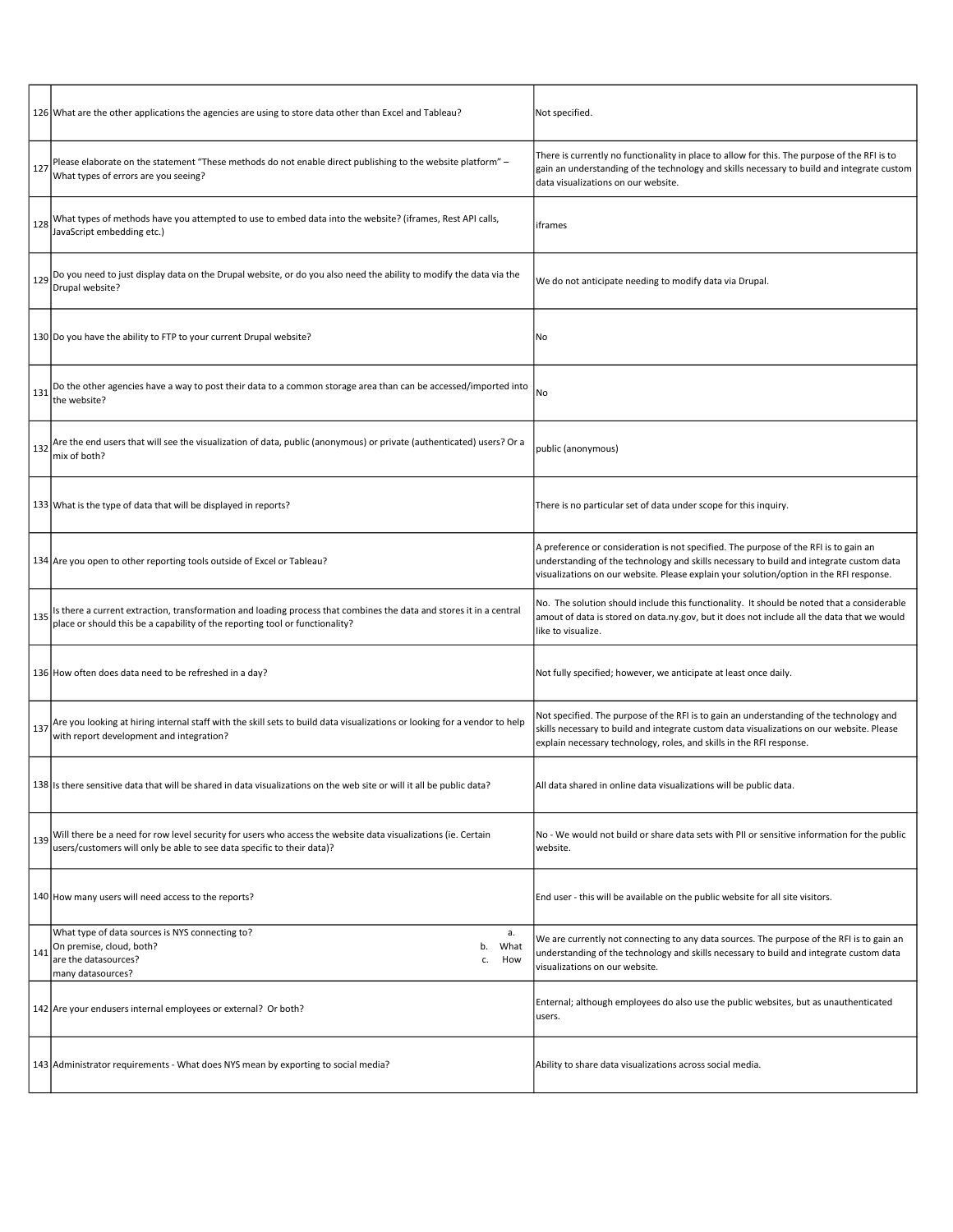| | | |
|---|---|---|
| 126 | What are the other applications the agencies are using to store data other than Excel and Tableau? | Not specified. |
| 127 | Please elaborate on the statement "These methods do not enable direct publishing to the website platform" – What types of errors are you seeing? | There is currently no functionality in place to allow for this. The purpose of the RFI is to gain an understanding of the technology and skills necessary to build and integrate custom data visualizations on our website. |
| 128 | What types of methods have you attempted to use to embed data into the website? (iframes, Rest API calls, JavaScript embedding etc.) | iframes |
| 129 | Do you need to just display data on the Drupal website, or do you also need the ability to modify the data via the Drupal website? | We do not anticipate needing to modify data via Drupal. |
| 130 | Do you have the ability to FTP to your current Drupal website? | No |
| 131 | Do the other agencies have a way to post their data to a common storage area than can be accessed/imported into the website? | No |
| 132 | Are the end users that will see the visualization of data, public (anonymous) or private (authenticated) users? Or a mix of both? | public (anonymous) |
| 133 | What is the type of data that will be displayed in reports? | There is no particular set of data under scope for this inquiry. |
| 134 | Are you open to other reporting tools outside of Excel or Tableau? | A preference or consideration is not specified. The purpose of the RFI is to gain an understanding of the technology and skills necessary to build and integrate custom data visualizations on our website. Please explain your solution/option in the RFI response. |
| 135 | Is there a current extraction, transformation and loading process that combines the data and stores it in a central place or should this be a capability of the reporting tool or functionality? | No. The solution should include this functionality. It should be noted that a considerable amount of data is stored on data.ny.gov, but it does not include all the data that we would like to visualize. |
| 136 | How often does data need to be refreshed in a day? | Not fully specified; however, we anticipate at least once daily. |
| 137 | Are you looking at hiring internal staff with the skill sets to build data visualizations or looking for a vendor to help with report development and integration? | Not specified. The purpose of the RFI is to gain an understanding of the technology and skills necessary to build and integrate custom data visualizations on our website. Please explain necessary technology, roles, and skills in the RFI response. |
| 138 | Is there sensitive data that will be shared in data visualizations on the web site or will it all be public data? | All data shared in online data visualizations will be public data. |
| 139 | Will there be a need for row level security for users who access the website data visualizations (ie. Certain users/customers will only be able to see data specific to their data)? | No - We would not build or share data sets with PII or sensitive information for the public website. |
| 140 | How many users will need access to the reports? | End user - this will be available on the public website for all site visitors. |
| 141 | What type of data sources is NYS connecting to? a. On premise, cloud, both? b. What are the datasources? c. How many datasources? | We are currently not connecting to any data sources. The purpose of the RFI is to gain an understanding of the technology and skills necessary to build and integrate custom data visualizations on our website. |
| 142 | Are your endusers internal employees or external? Or both? | External; although employees do also use the public websites, but as unauthenticated users. |
| 143 | Administrator requirements - What does NYS mean by exporting to social media? | Ability to share data visualizations across social media. |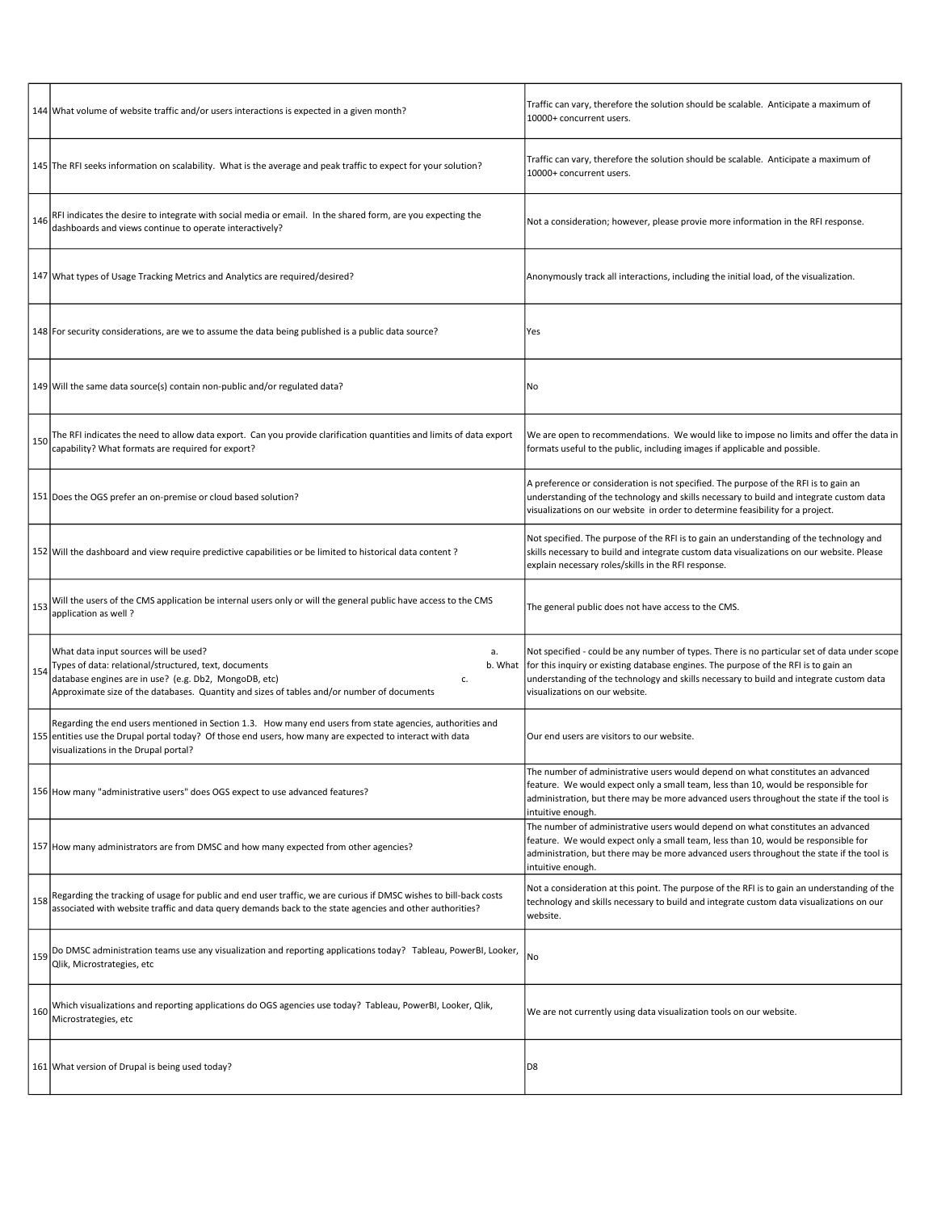| | | |
|---|---|---|
| 144 | What volume of website traffic and/or users interactions is expected in a given month? | Traffic can vary, therefore the solution should be scalable. Anticipate a maximum of 10000+ concurrent users. |
| 145 | The RFI seeks information on scalability. What is the average and peak traffic to expect for your solution? | Traffic can vary, therefore the solution should be scalable. Anticipate a maximum of 10000+ concurrent users. |
| 146 | RFI indicates the desire to integrate with social media or email. In the shared form, are you expecting the dashboards and views continue to operate interactively? | Not a consideration; however, please provie more information in the RFI response. |
| 147 | What types of Usage Tracking Metrics and Analytics are required/desired? | Anonymously track all interactions, including the initial load, of the visualization. |
| 148 | For security considerations, are we to assume the data being published is a public data source? | Yes |
| 149 | Will the same data source(s) contain non-public and/or regulated data? | No |
| 150 | The RFI indicates the need to allow data export. Can you provide clarification quantities and limits of data export capability? What formats are required for export? | We are open to recommendations. We would like to impose no limits and offer the data in formats useful to the public, including images if applicable and possible. |
| 151 | Does the OGS prefer an on-premise or cloud based solution? | A preference or consideration is not specified. The purpose of the RFI is to gain an understanding of the technology and skills necessary to build and integrate custom data visualizations on our website in order to determine feasibility for a project. |
| 152 | Will the dashboard and view require predictive capabilities or be limited to historical data content ? | Not specified. The purpose of the RFI is to gain an understanding of the technology and skills necessary to build and integrate custom data visualizations on our website. Please explain necessary roles/skills in the RFI response. |
| 153 | Will the users of the CMS application be internal users only or will the general public have access to the CMS application as well ? | The general public does not have access to the CMS. |
| 154 | What data input sources will be used? a. Types of data: relational/structured, text, documents b. What database engines are in use? (e.g. Db2, MongoDB, etc) c. Approximate size of the databases. Quantity and sizes of tables and/or number of documents | Not specified - could be any number of types. There is no particular set of data under scope for this inquiry or existing database engines. The purpose of the RFI is to gain an understanding of the technology and skills necessary to build and integrate custom data visualizations on our website. |
| 155 | Regarding the end users mentioned in Section 1.3. How many end users from state agencies, authorities and entities use the Drupal portal today? Of those end users, how many are expected to interact with data visualizations in the Drupal portal? | Our end users are visitors to our website. |
| 156 | How many "administrative users" does OGS expect to use advanced features? | The number of administrative users would depend on what constitutes an advanced feature. We would expect only a small team, less than 10, would be responsible for administration, but there may be more advanced users throughout the state if the tool is intuitive enough. |
| 157 | How many administrators are from DMSC and how many expected from other agencies? | The number of administrative users would depend on what constitutes an advanced feature. We would expect only a small team, less than 10, would be responsible for administration, but there may be more advanced users throughout the state if the tool is intuitive enough. |
| 158 | Regarding the tracking of usage for public and end user traffic, we are curious if DMSC wishes to bill-back costs associated with website traffic and data query demands back to the state agencies and other authorities? | Not a consideration at this point. The purpose of the RFI is to gain an understanding of the technology and skills necessary to build and integrate custom data visualizations on our website. |
| 159 | Do DMSC administration teams use any visualization and reporting applications today? Tableau, PowerBI, Looker, Qlik, Microstrategies, etc | No |
| 160 | Which visualizations and reporting applications do OGS agencies use today? Tableau, PowerBI, Looker, Qlik, Microstrategies, etc | We are not currently using data visualization tools on our website. |
| 161 | What version of Drupal is being used today? | D8 |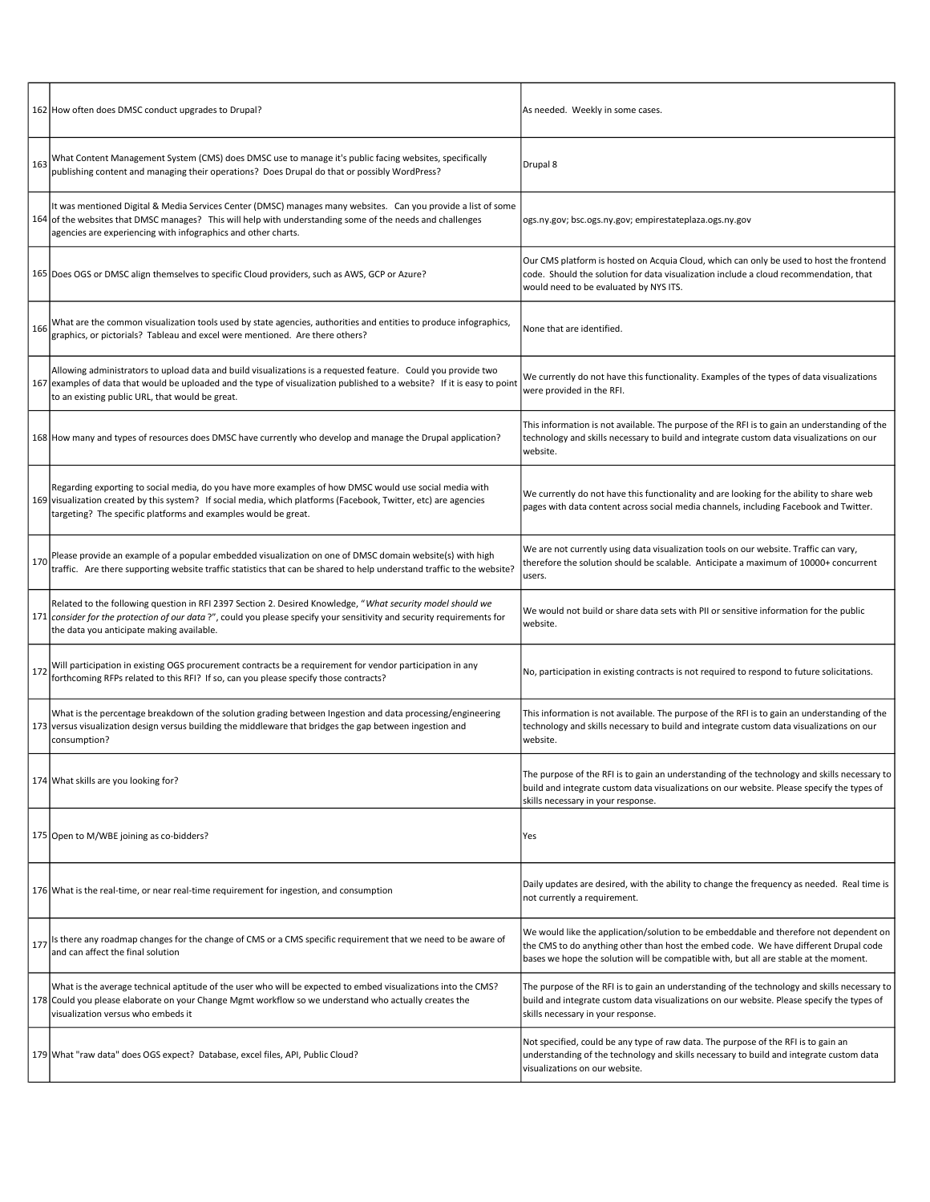| | | |
|---|---|---|
| 162 | How often does DMSC conduct upgrades to Drupal? | As needed. Weekly in some cases. |
| 163 | What Content Management System (CMS) does DMSC use to manage it's public facing websites, specifically publishing content and managing their operations? Does Drupal do that or possibly WordPress? | Drupal 8 |
| 164 | It was mentioned Digital & Media Services Center (DMSC) manages many websites. Can you provide a list of some of the websites that DMSC manages? This will help with understanding some of the needs and challenges agencies are experiencing with infographics and other charts. | ogs.ny.gov; bsc.ogs.ny.gov; empirestateplaza.ogs.ny.gov |
| 165 | Does OGS or DMSC align themselves to specific Cloud providers, such as AWS, GCP or Azure? | Our CMS platform is hosted on Acquia Cloud, which can only be used to host the frontend code. Should the solution for data visualization include a cloud recommendation, that would need to be evaluated by NYS ITS. |
| 166 | What are the common visualization tools used by state agencies, authorities and entities to produce infographics, graphics, or pictorials? Tableau and excel were mentioned. Are there others? | None that are identified. |
| 167 | Allowing administrators to upload data and build visualizations is a requested feature. Could you provide two examples of data that would be uploaded and the type of visualization published to a website? If it is easy to point to an existing public URL, that would be great. | We currently do not have this functionality. Examples of the types of data visualizations were provided in the RFI. |
| 168 | How many and types of resources does DMSC have currently who develop and manage the Drupal application? | This information is not available. The purpose of the RFI is to gain an understanding of the technology and skills necessary to build and integrate custom data visualizations on our website. |
| 169 | Regarding exporting to social media, do you have more examples of how DMSC would use social media with visualization created by this system? If social media, which platforms (Facebook, Twitter, etc) are agencies targeting? The specific platforms and examples would be great. | We currently do not have this functionality and are looking for the ability to share web pages with data content across social media channels, including Facebook and Twitter. |
| 170 | Please provide an example of a popular embedded visualization on one of DMSC domain website(s) with high traffic. Are there supporting website traffic statistics that can be shared to help understand traffic to the website? | We are not currently using data visualization tools on our website. Traffic can vary, therefore the solution should be scalable. Anticipate a maximum of 10000+ concurrent users. |
| 171 | Related to the following question in RFI 2397 Section 2. Desired Knowledge, "*What security model should we consider for the protection of our data* ?", could you please specify your sensitivity and security requirements for the data you anticipate making available. | We would not build or share data sets with PII or sensitive information for the public website. |
| 172 | Will participation in existing OGS procurement contracts be a requirement for vendor participation in any forthcoming RFPs related to this RFI? If so, can you please specify those contracts? | No, participation in existing contracts is not required to respond to future solicitations. |
| 173 | What is the percentage breakdown of the solution grading between Ingestion and data processing/engineering versus visualization design versus building the middleware that bridges the gap between ingestion and consumption? | This information is not available. The purpose of the RFI is to gain an understanding of the technology and skills necessary to build and integrate custom data visualizations on our website. |
| 174 | What skills are you looking for? | The purpose of the RFI is to gain an understanding of the technology and skills necessary to build and integrate custom data visualizations on our website. Please specify the types of skills necessary in your response. |
| 175 | Open to M/WBE joining as co-bidders? | Yes |
| 176 | What is the real-time, or near real-time requirement for ingestion, and consumption | Daily updates are desired, with the ability to change the frequency as needed. Real time is not currently a requirement. |
| 177 | Is there any roadmap changes for the change of CMS or a CMS specific requirement that we need to be aware of and can affect the final solution | We would like the application/solution to be embeddable and therefore not dependent on the CMS to do anything other than host the embed code. We have different Drupal code bases we hope the solution will be compatible with, but all are stable at the moment. |
| 178 | What is the average technical aptitude of the user who will be expected to embed visualizations into the CMS? Could you please elaborate on your Change Mgmt workflow so we understand who actually creates the visualization versus who embeds it | The purpose of the RFI is to gain an understanding of the technology and skills necessary to build and integrate custom data visualizations on our website. Please specify the types of skills necessary in your response. |
| 179 | What "raw data" does OGS expect? Database, excel files, API, Public Cloud? | Not specified, could be any type of raw data. The purpose of the RFI is to gain an understanding of the technology and skills necessary to build and integrate custom data visualizations on our website. |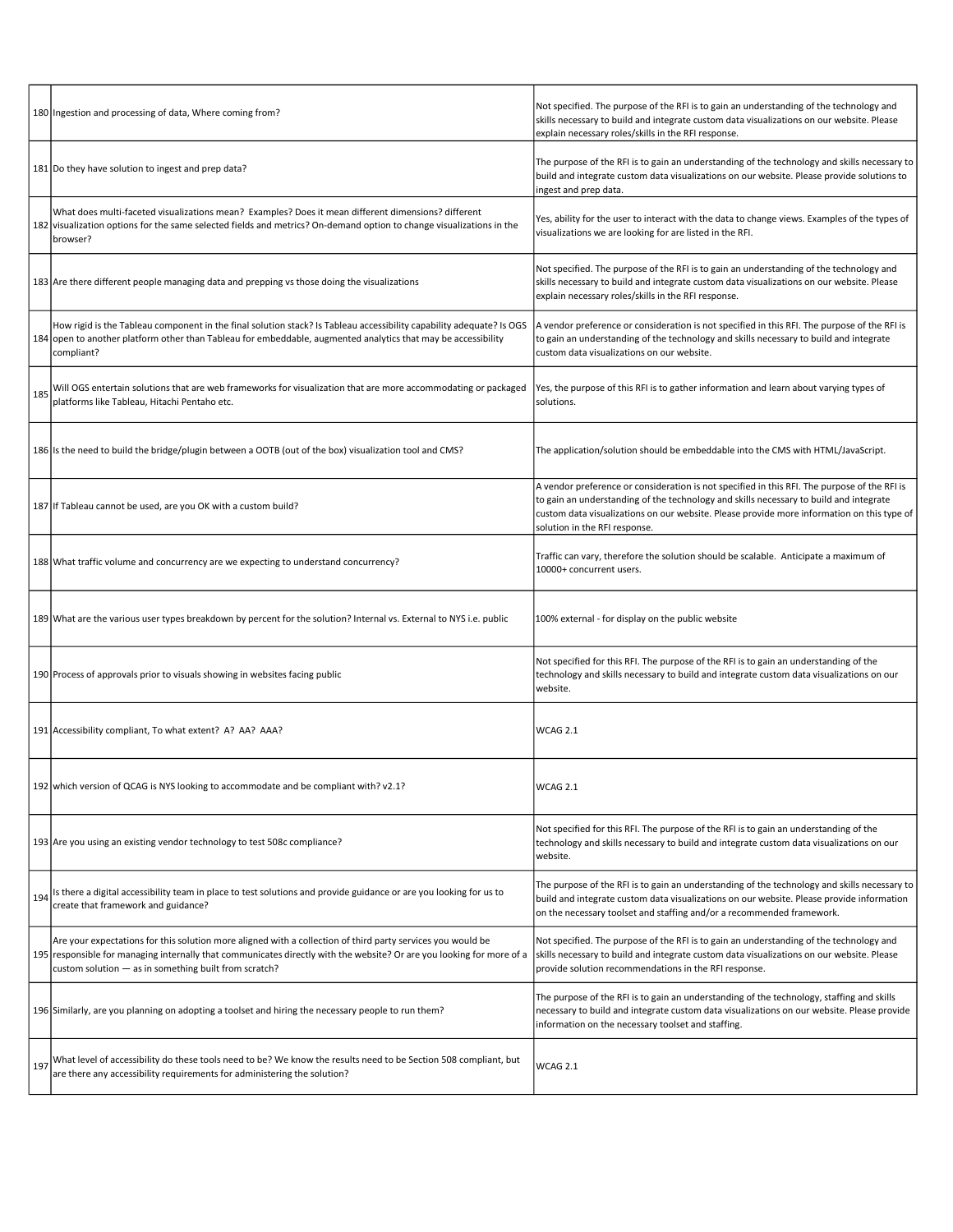| | | |
|---|---|---|
| 180 | Ingestion and processing of data, Where coming from? | Not specified. The purpose of the RFI is to gain an understanding of the technology and skills necessary to build and integrate custom data visualizations on our website. Please explain necessary roles/skills in the RFI response. |
| 181 | Do they have solution to ingest and prep data? | The purpose of the RFI is to gain an understanding of the technology and skills necessary to build and integrate custom data visualizations on our website. Please provide solutions to ingest and prep data. |
| 182 | What does multi-faceted visualizations mean? Examples? Does it mean different dimensions? different visualization options for the same selected fields and metrics? On-demand option to change visualizations in the browser? | Yes, ability for the user to interact with the data to change views. Examples of the types of visualizations we are looking for are listed in the RFI. |
| 183 | Are there different people managing data and prepping vs those doing the visualizations | Not specified. The purpose of the RFI is to gain an understanding of the technology and skills necessary to build and integrate custom data visualizations on our website. Please explain necessary roles/skills in the RFI response. |
| 184 | How rigid is the Tableau component in the final solution stack? Is Tableau accessibility capability adequate? Is OGS open to another platform other than Tableau for embeddable, augmented analytics that may be accessibility compliant? | A vendor preference or consideration is not specified in this RFI. The purpose of the RFI is to gain an understanding of the technology and skills necessary to build and integrate custom data visualizations on our website. |
| 185 | Will OGS entertain solutions that are web frameworks for visualization that are more accommodating or packaged platforms like Tableau, Hitachi Pentaho etc. | Yes, the purpose of this RFI is to gather information and learn about varying types of solutions. |
| 186 | Is the need to build the bridge/plugin between a OOTB (out of the box) visualization tool and CMS? | The application/solution should be embeddable into the CMS with HTML/JavaScript. |
| 187 | If Tableau cannot be used, are you OK with a custom build? | A vendor preference or consideration is not specified in this RFI. The purpose of the RFI is to gain an understanding of the technology and skills necessary to build and integrate custom data visualizations on our website. Please provide more information on this type of solution in the RFI response. |
| 188 | What traffic volume and concurrency are we expecting to understand concurrency? | Traffic can vary, therefore the solution should be scalable. Anticipate a maximum of 10000+ concurrent users. |
| 189 | What are the various user types breakdown by percent for the solution? Internal vs. External to NYS i.e. public | 100% external - for display on the public website |
| 190 | Process of approvals prior to visuals showing in websites facing public | Not specified for this RFI. The purpose of the RFI is to gain an understanding of the technology and skills necessary to build and integrate custom data visualizations on our website. |
| 191 | Accessibility compliant, To what extent? A? AA? AAA? | WCAG 2.1 |
| 192 | which version of QCAG is NYS looking to accommodate and be compliant with? v2.1? | WCAG 2.1 |
| 193 | Are you using an existing vendor technology to test 508c compliance? | Not specified for this RFI. The purpose of the RFI is to gain an understanding of the technology and skills necessary to build and integrate custom data visualizations on our website. |
| 194 | Is there a digital accessibility team in place to test solutions and provide guidance or are you looking for us to create that framework and guidance? | The purpose of the RFI is to gain an understanding of the technology and skills necessary to build and integrate custom data visualizations on our website. Please provide information on the necessary toolset and staffing and/or a recommended framework. |
| 195 | Are your expectations for this solution more aligned with a collection of third party services you would be responsible for managing internally that communicates directly with the website? Or are you looking for more of a custom solution — as in something built from scratch? | Not specified. The purpose of the RFI is to gain an understanding of the technology and skills necessary to build and integrate custom data visualizations on our website. Please provide solution recommendations in the RFI response. |
| 196 | Similarly, are you planning on adopting a toolset and hiring the necessary people to run them? | The purpose of the RFI is to gain an understanding of the technology, staffing and skills necessary to build and integrate custom data visualizations on our website. Please provide information on the necessary toolset and staffing. |
| 197 | What level of accessibility do these tools need to be? We know the results need to be Section 508 compliant, but are there any accessibility requirements for administering the solution? | WCAG 2.1 |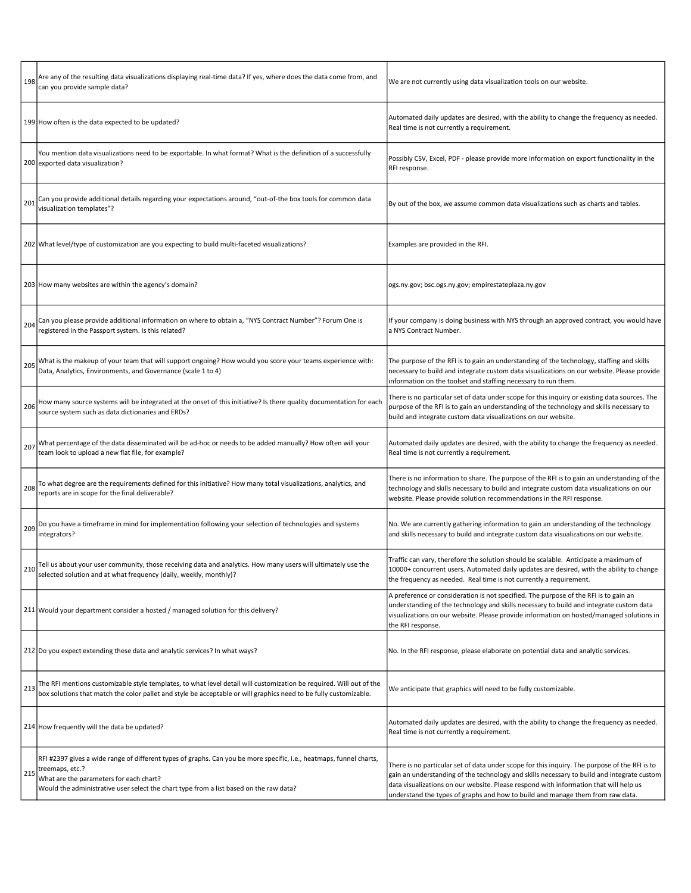| | | |
|---|---|---|
| 198 | Are any of the resulting data visualizations displaying real-time data? If yes, where does the data come from, and can you provide sample data? | We are not currently using data visualization tools on our website. |
| 199 | How often is the data expected to be updated? | Automated daily updates are desired, with the ability to change the frequency as needed. Real time is not currently a requirement. |
| 200 | You mention data visualizations need to be exportable. In what format? What is the definition of a successfully exported data visualization? | Possibly CSV, Excel, PDF - please provide more information on export functionality in the RFI response. |
| 201 | Can you provide additional details regarding your expectations around, "out-of-the box tools for common data visualization templates"? | By out of the box, we assume common data visualizations such as charts and tables. |
| 202 | What level/type of customization are you expecting to build multi-faceted visualizations? | Examples are provided in the RFI. |
| 203 | How many websites are within the agency's domain? | ogs.ny.gov; bsc.ogs.ny.gov; empirestateplaza.ny.gov |
| 204 | Can you please provide additional information on where to obtain a, "NYS Contract Number"? Forum One is registered in the Passport system. Is this related? | If your company is doing business with NYS through an approved contract, you would have a NYS Contract Number. |
| 205 | What is the makeup of your team that will support ongoing? How would you score your teams experience with: Data, Analytics, Environments, and Governance (scale 1 to 4) | The purpose of the RFI is to gain an understanding of the technology, staffing and skills necessary to build and integrate custom data visualizations on our website. Please provide information on the toolset and staffing necessary to run them. |
| 206 | How many source systems will be integrated at the onset of this initiative? Is there quality documentation for each source system such as data dictionaries and ERDs? | There is no particular set of data under scope for this inquiry or existing data sources. The purpose of the RFI is to gain an understanding of the technology and skills necessary to build and integrate custom data visualizations on our website. |
| 207 | What percentage of the data disseminated will be ad-hoc or needs to be added manually? How often will your team look to upload a new flat file, for example? | Automated daily updates are desired, with the ability to change the frequency as needed. Real time is not currently a requirement. |
| 208 | To what degree are the requirements defined for this initiative? How many total visualizations, analytics, and reports are in scope for the final deliverable? | There is no information to share. The purpose of the RFI is to gain an understanding of the technology and skills necessary to build and integrate custom data visualizations on our website. Please provide solution recommendations in the RFI response. |
| 209 | Do you have a timeframe in mind for implementation following your selection of technologies and systems integrators? | No. We are currently gathering information to gain an understanding of the technology and skills necessary to build and integrate custom data visualizations on our website. |
| 210 | Tell us about your user community, those receiving data and analytics. How many users will ultimately use the selected solution and at what frequency (daily, weekly, monthly)? | Traffic can vary, therefore the solution should be scalable. Anticipate a maximum of 10000+ concurrent users. Automated daily updates are desired, with the ability to change the frequency as needed. Real time is not currently a requirement. |
| 211 | Would your department consider a hosted / managed solution for this delivery? | A preference or consideration is not specified. The purpose of the RFI is to gain an understanding of the technology and skills necessary to build and integrate custom data visualizations on our website. Please provide information on hosted/managed solutions in the RFI response. |
| 212 | Do you expect extending these data and analytic services? In what ways? | No. In the RFI response, please elaborate on potential data and analytic services. |
| 213 | The RFI mentions customizable style templates, to what level detail will customization be required. Will out of the box solutions that match the color pallet and style be acceptable or will graphics need to be fully customizable. | We anticipate that graphics will need to be fully customizable. |
| 214 | How frequently will the data be updated? | Automated daily updates are desired, with the ability to change the frequency as needed. Real time is not currently a requirement. |
| 215 | RFI #2397 gives a wide range of different types of graphs. Can you be more specific, i.e., heatmaps, funnel charts, treemaps, etc.?<br>What are the parameters for each chart?<br>Would the administrative user select the chart type from a list based on the raw data? | There is no particular set of data under scope for this inquiry. The purpose of the RFI is to gain an understanding of the technology and skills necessary to build and integrate custom data visualizations on our website. Please respond with information that will help us understand the types of graphs and how to build and manage them from raw data. |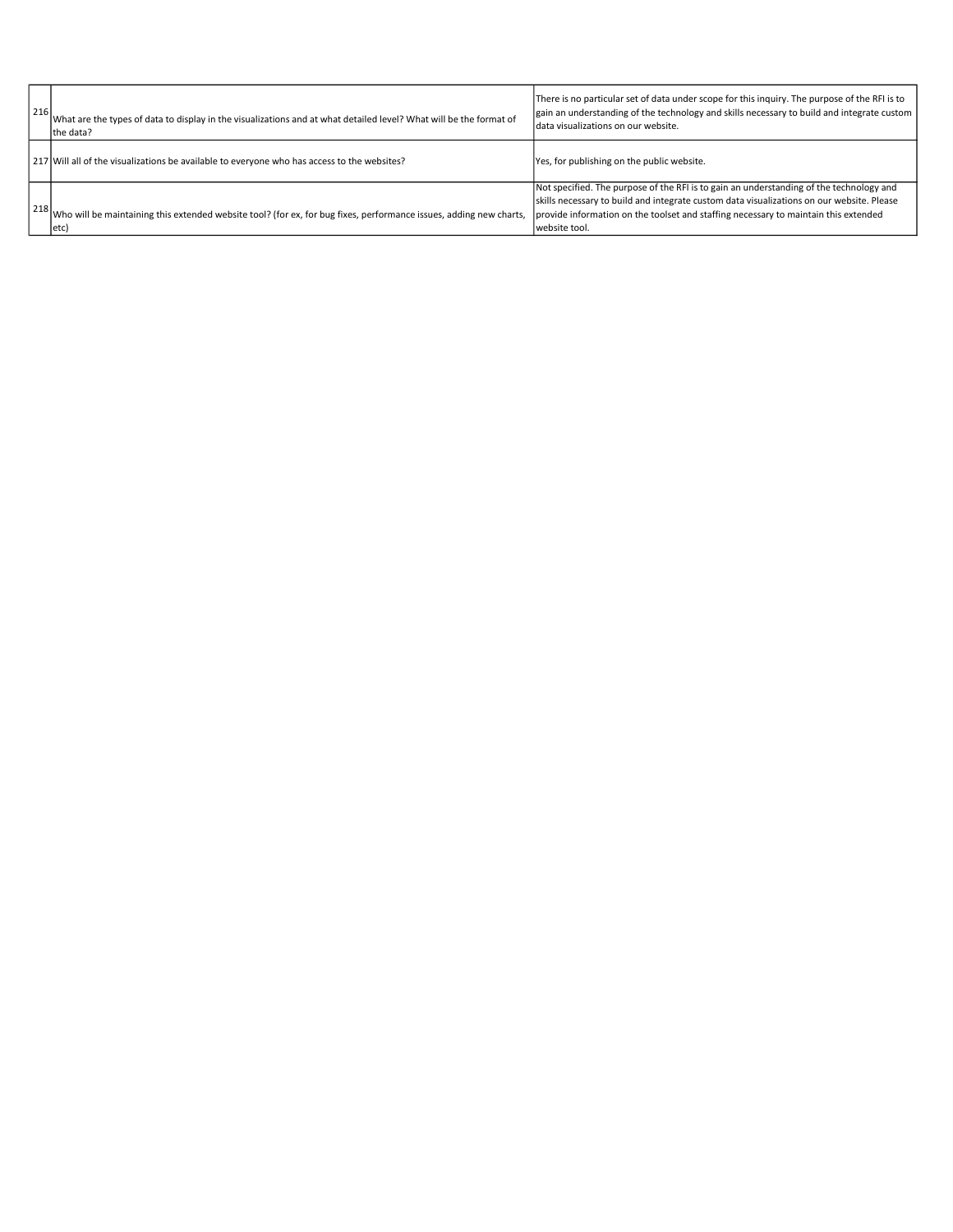| | | |
|---|---|---|
| 216 | What are the types of data to display in the visualizations and at what detailed level? What will be the format of the data? | There is no particular set of data under scope for this inquiry. The purpose of the RFI is to gain an understanding of the technology and skills necessary to build and integrate custom data visualizations on our website. |
| 217 | Will all of the visualizations be available to everyone who has access to the websites? | Yes, for publishing on the public website. |
| 218 | Who will be maintaining this extended website tool? (for ex, for bug fixes, performance issues, adding new charts, etc) | Not specified. The purpose of the RFI is to gain an understanding of the technology and skills necessary to build and integrate custom data visualizations on our website. Please provide information on the toolset and staffing necessary to maintain this extended website tool. |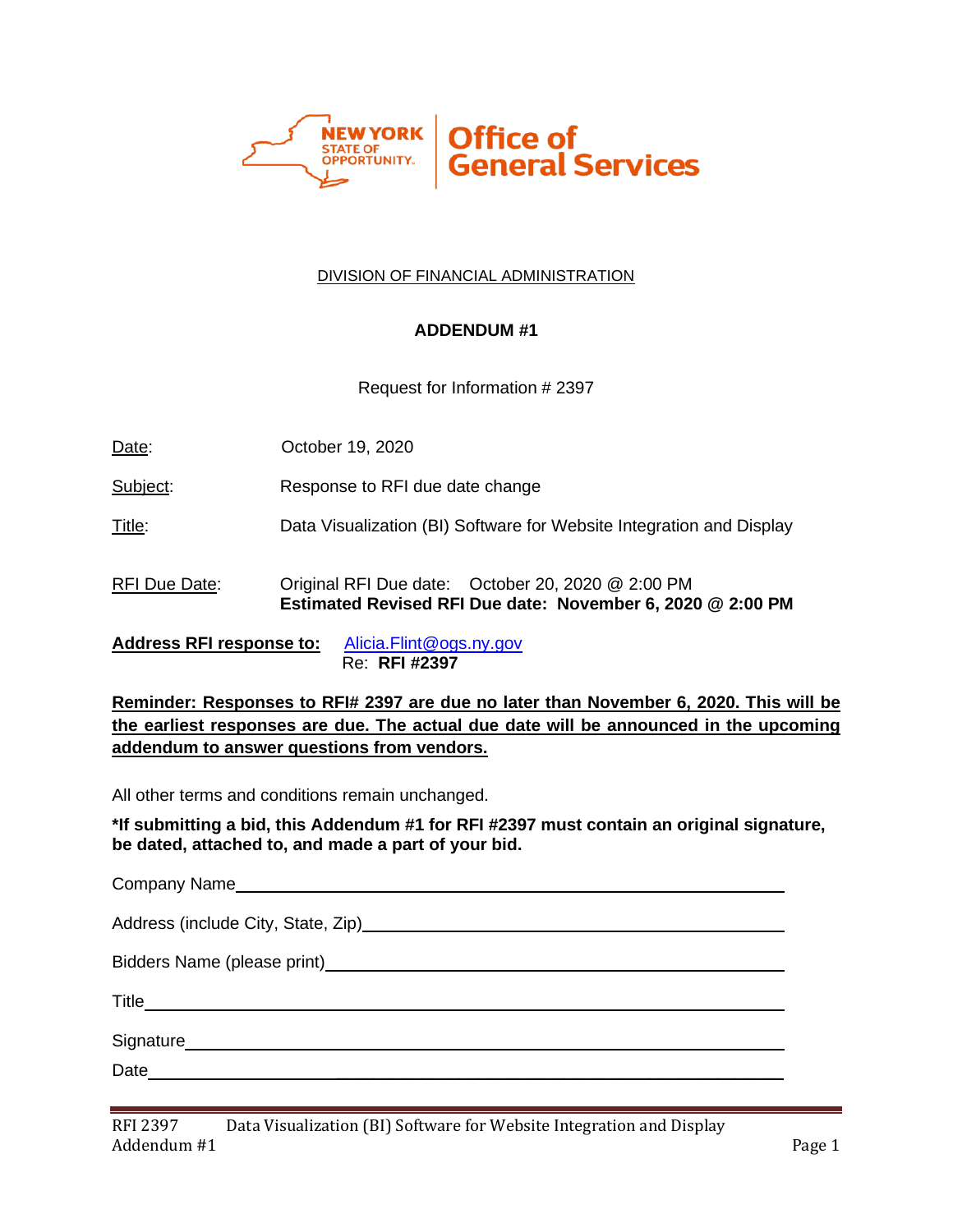NEW YORK STATE OF OPPORTUNITY. | Office of General Services

DIVISION OF FINANCIAL ADMINISTRATION

**ADDENDUM #1**

Request for Information # 2397

Date: October 19, 2020

Subject: Response to RFI due date change

Title: Data Visualization (BI) Software for Website Integration and Display

RFI Due Date: Original RFI Due date: October 20, 2020 @ 2:00 PM
**Estimated Revised RFI Due date: November 6, 2020 @ 2:00 PM**

**Address RFI response to:** Alicia.Flint@ogs.ny.gov
Re: **RFI #2397**

**Reminder: Responses to RFI# 2397 are due no later than November 6, 2020. This will be the earliest responses are due. The actual due date will be announced in the upcoming addendum to answer questions from vendors.**

All other terms and conditions remain unchanged.

***If submitting a bid, this Addendum #1 for RFI #2397 must contain an original signature, be dated, attached to, and made a part of your bid.**

Company Name ______________________________

Address (include City, State, Zip) ______________________________

Bidders Name (please print) ______________________________

Title ______________________________

Signature ______________________________

Date ______________________________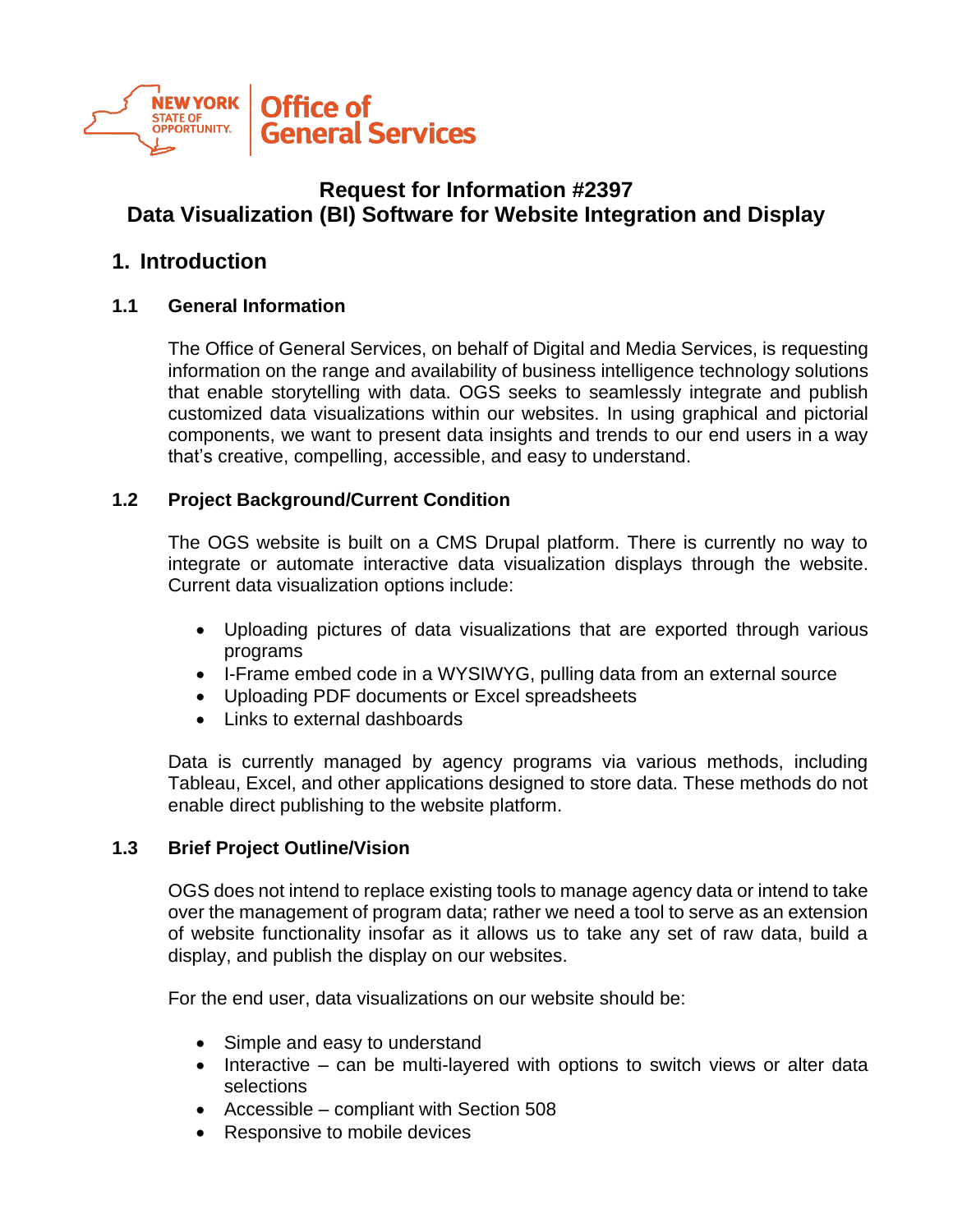# Request for Information #2397
# Data Visualization (BI) Software for Website Integration and Display

## 1. Introduction

### 1.1 General Information

The Office of General Services, on behalf of Digital and Media Services, is requesting information on the range and availability of business intelligence technology solutions that enable storytelling with data. OGS seeks to seamlessly integrate and publish customized data visualizations within our websites. In using graphical and pictorial components, we want to present data insights and trends to our end users in a way that's creative, compelling, accessible, and easy to understand.

### 1.2 Project Background/Current Condition

The OGS website is built on a CMS Drupal platform. There is currently no way to integrate or automate interactive data visualization displays through the website. Current data visualization options include:

- Uploading pictures of data visualizations that are exported through various programs
- I-Frame embed code in a WYSIWYG, pulling data from an external source
- Uploading PDF documents or Excel spreadsheets
- Links to external dashboards

Data is currently managed by agency programs via various methods, including Tableau, Excel, and other applications designed to store data. These methods do not enable direct publishing to the website platform.

### 1.3 Brief Project Outline/Vision

OGS does not intend to replace existing tools to manage agency data or intend to take over the management of program data; rather we need a tool to serve as an extension of website functionality insofar as it allows us to take any set of raw data, build a display, and publish the display on our websites.

For the end user, data visualizations on our website should be:

- Simple and easy to understand
- Interactive – can be multi-layered with options to switch views or alter data selections
- Accessible – compliant with Section 508
- Responsive to mobile devices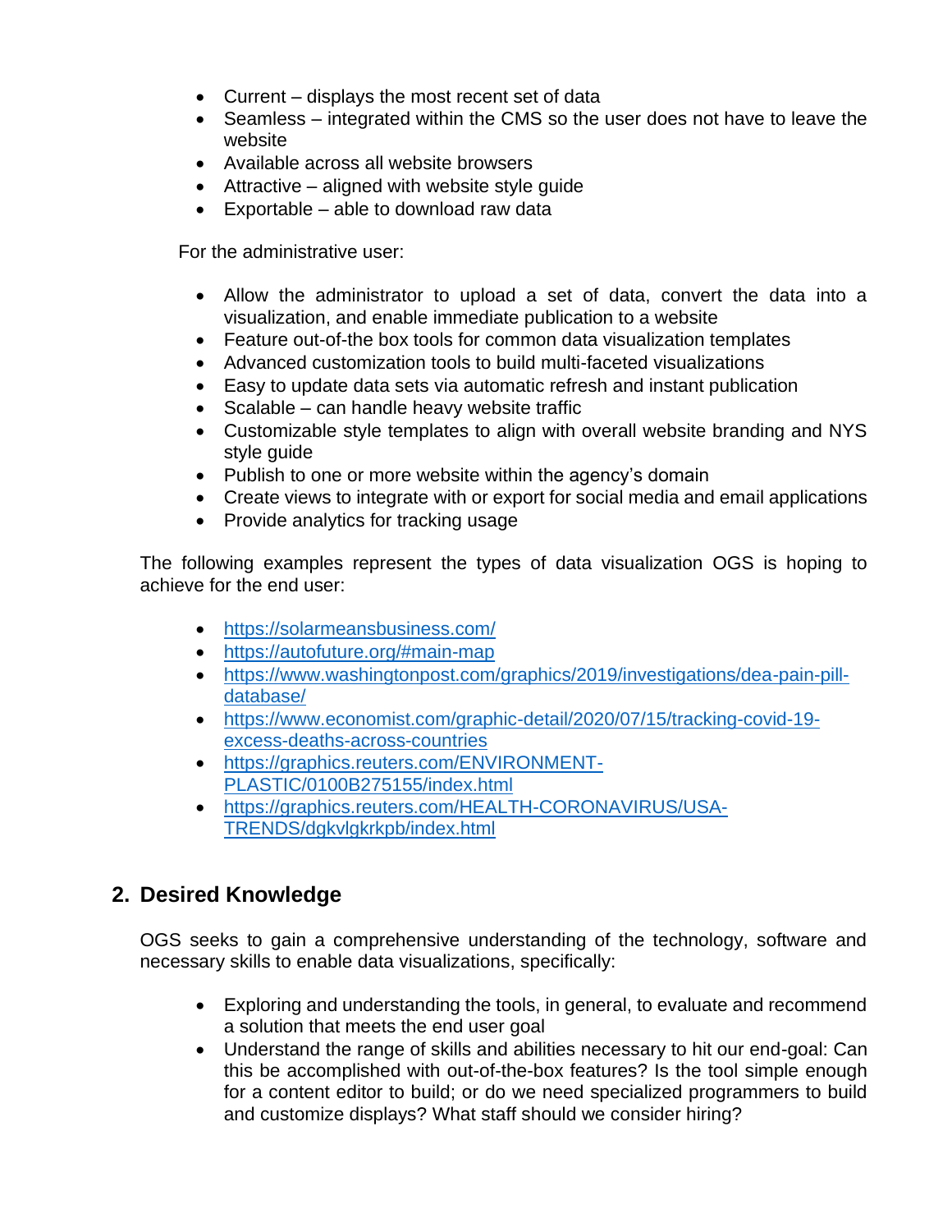- Current – displays the most recent set of data
- Seamless – integrated within the CMS so the user does not have to leave the website
- Available across all website browsers
- Attractive – aligned with website style guide
- Exportable – able to download raw data

For the administrative user:

- Allow the administrator to upload a set of data, convert the data into a visualization, and enable immediate publication to a website
- Feature out-of-the box tools for common data visualization templates
- Advanced customization tools to build multi-faceted visualizations
- Easy to update data sets via automatic refresh and instant publication
- Scalable – can handle heavy website traffic
- Customizable style templates to align with overall website branding and NYS style guide
- Publish to one or more website within the agency's domain
- Create views to integrate with or export for social media and email applications
- Provide analytics for tracking usage

The following examples represent the types of data visualization OGS is hoping to achieve for the end user:

- https://solarmeansbusiness.com/
- https://autofuture.org/#main-map
- https://www.washingtonpost.com/graphics/2019/investigations/dea-pain-pill-database/
- https://www.economist.com/graphic-detail/2020/07/15/tracking-covid-19-excess-deaths-across-countries
- https://graphics.reuters.com/ENVIRONMENT-PLASTIC/0100B275155/index.html
- https://graphics.reuters.com/HEALTH-CORONAVIRUS/USA-TRENDS/dgkvlgkrkpb/index.html

## 2. Desired Knowledge

OGS seeks to gain a comprehensive understanding of the technology, software and necessary skills to enable data visualizations, specifically:

- Exploring and understanding the tools, in general, to evaluate and recommend a solution that meets the end user goal
- Understand the range of skills and abilities necessary to hit our end-goal: Can this be accomplished with out-of-the-box features? Is the tool simple enough for a content editor to build; or do we need specialized programmers to build and customize displays? What staff should we consider hiring?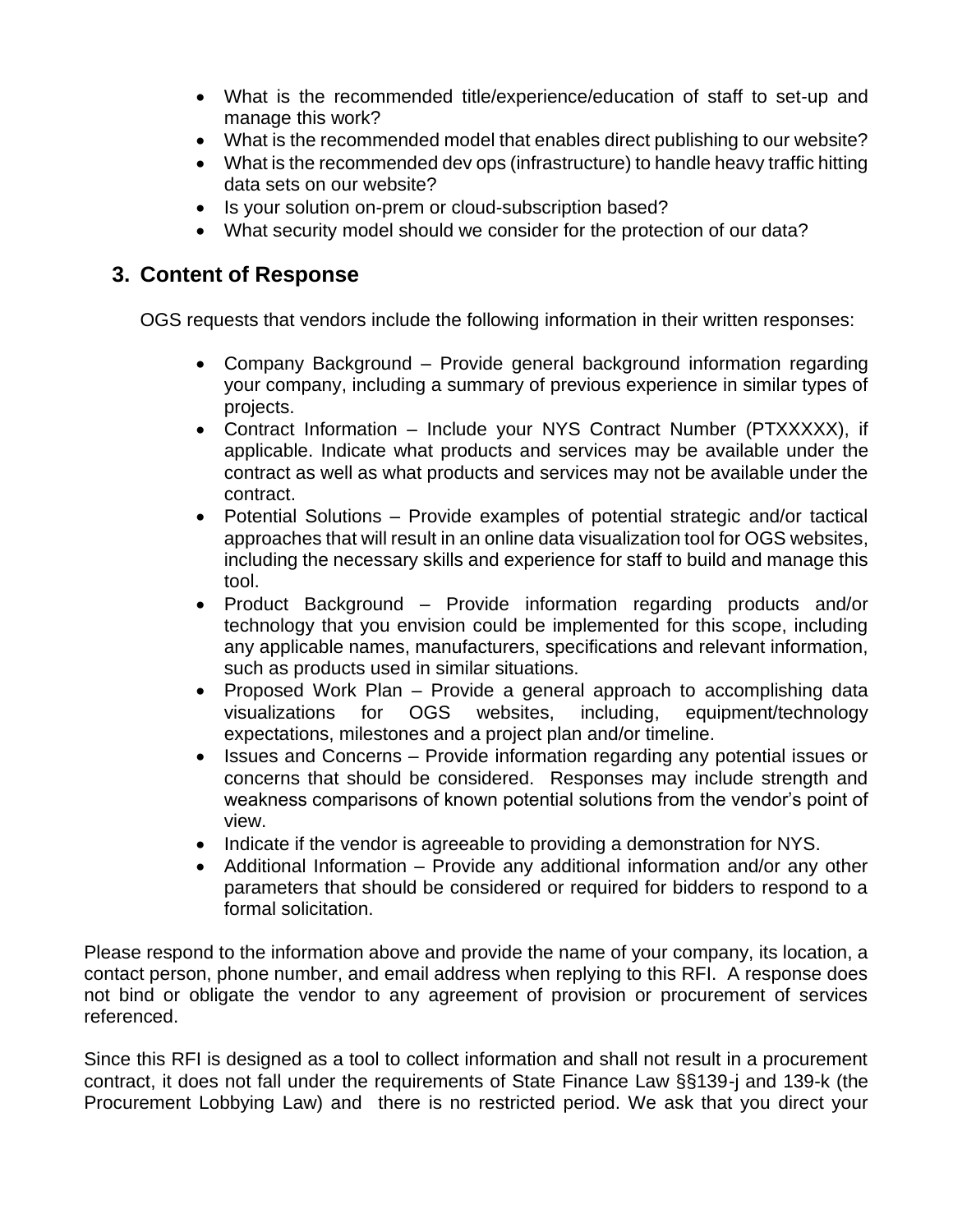- What is the recommended title/experience/education of staff to set-up and manage this work?
- What is the recommended model that enables direct publishing to our website?
- What is the recommended dev ops (infrastructure) to handle heavy traffic hitting data sets on our website?
- Is your solution on-prem or cloud-subscription based?
- What security model should we consider for the protection of our data?

## 3. Content of Response

OGS requests that vendors include the following information in their written responses:

- Company Background – Provide general background information regarding your company, including a summary of previous experience in similar types of projects.
- Contract Information – Include your NYS Contract Number (PTXXXXX), if applicable. Indicate what products and services may be available under the contract as well as what products and services may not be available under the contract.
- Potential Solutions – Provide examples of potential strategic and/or tactical approaches that will result in an online data visualization tool for OGS websites, including the necessary skills and experience for staff to build and manage this tool.
- Product Background – Provide information regarding products and/or technology that you envision could be implemented for this scope, including any applicable names, manufacturers, specifications and relevant information, such as products used in similar situations.
- Proposed Work Plan – Provide a general approach to accomplishing data visualizations for OGS websites, including, equipment/technology expectations, milestones and a project plan and/or timeline.
- Issues and Concerns – Provide information regarding any potential issues or concerns that should be considered. Responses may include strength and weakness comparisons of known potential solutions from the vendor's point of view.
- Indicate if the vendor is agreeable to providing a demonstration for NYS.
- Additional Information – Provide any additional information and/or any other parameters that should be considered or required for bidders to respond to a formal solicitation.

Please respond to the information above and provide the name of your company, its location, a contact person, phone number, and email address when replying to this RFI. A response does not bind or obligate the vendor to any agreement of provision or procurement of services referenced.

Since this RFI is designed as a tool to collect information and shall not result in a procurement contract, it does not fall under the requirements of State Finance Law §§139-j and 139-k (the Procurement Lobbying Law) and there is no restricted period. We ask that you direct your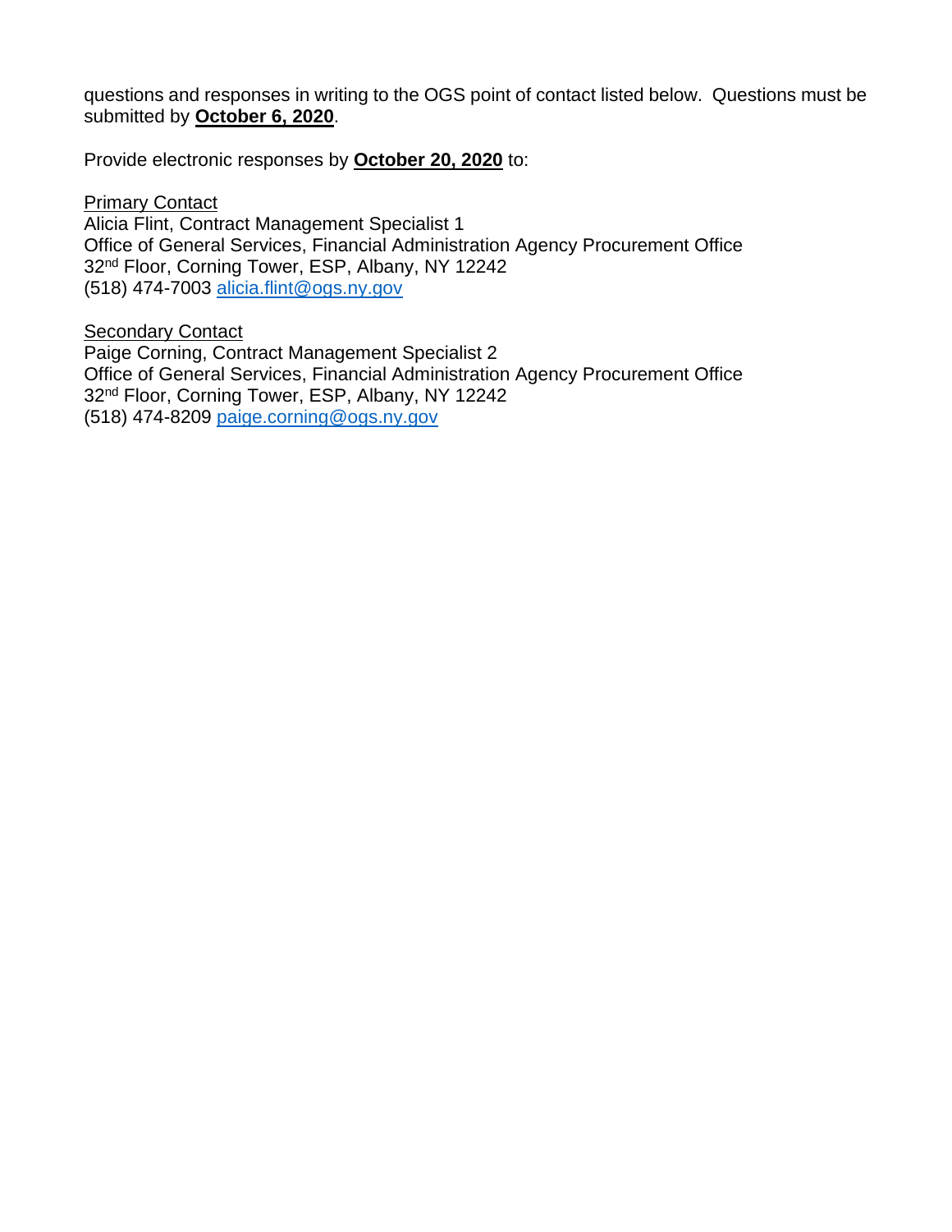questions and responses in writing to the OGS point of contact listed below. Questions must be submitted by **October 6, 2020**.

Provide electronic responses by **October 20, 2020** to:

Primary Contact
Alicia Flint, Contract Management Specialist 1
Office of General Services, Financial Administration Agency Procurement Office
32nd Floor, Corning Tower, ESP, Albany, NY 12242
(518) 474-7003 alicia.flint@ogs.ny.gov

Secondary Contact
Paige Corning, Contract Management Specialist 2
Office of General Services, Financial Administration Agency Procurement Office
32nd Floor, Corning Tower, ESP, Albany, NY 12242
(518) 474-8209 paige.corning@ogs.ny.gov